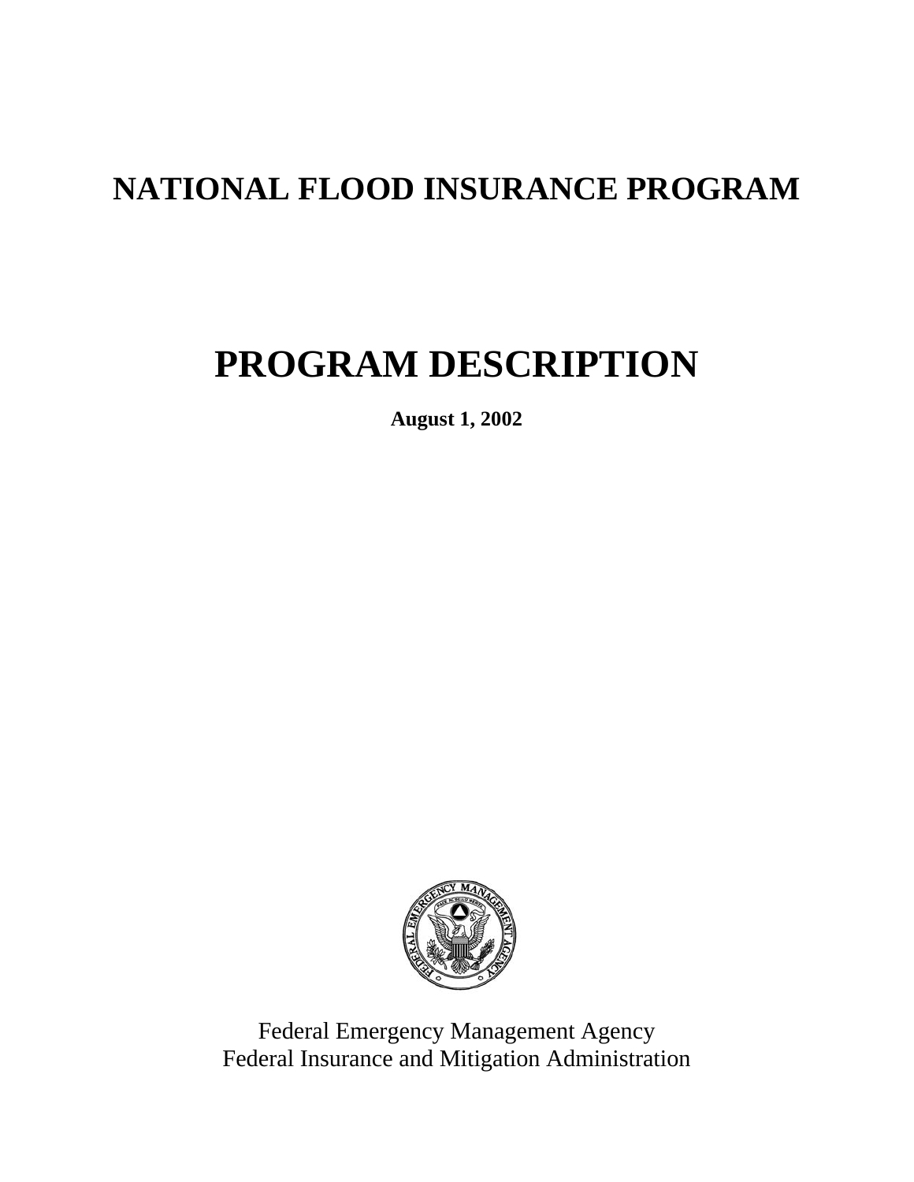# NATIONAL FLOOD INSURANCE PROGRAM

# PROGRAM DESCRIPTION

**August 1, 2002**

Federal Emergency Management Agency
Federal Insurance and Mitigation Administration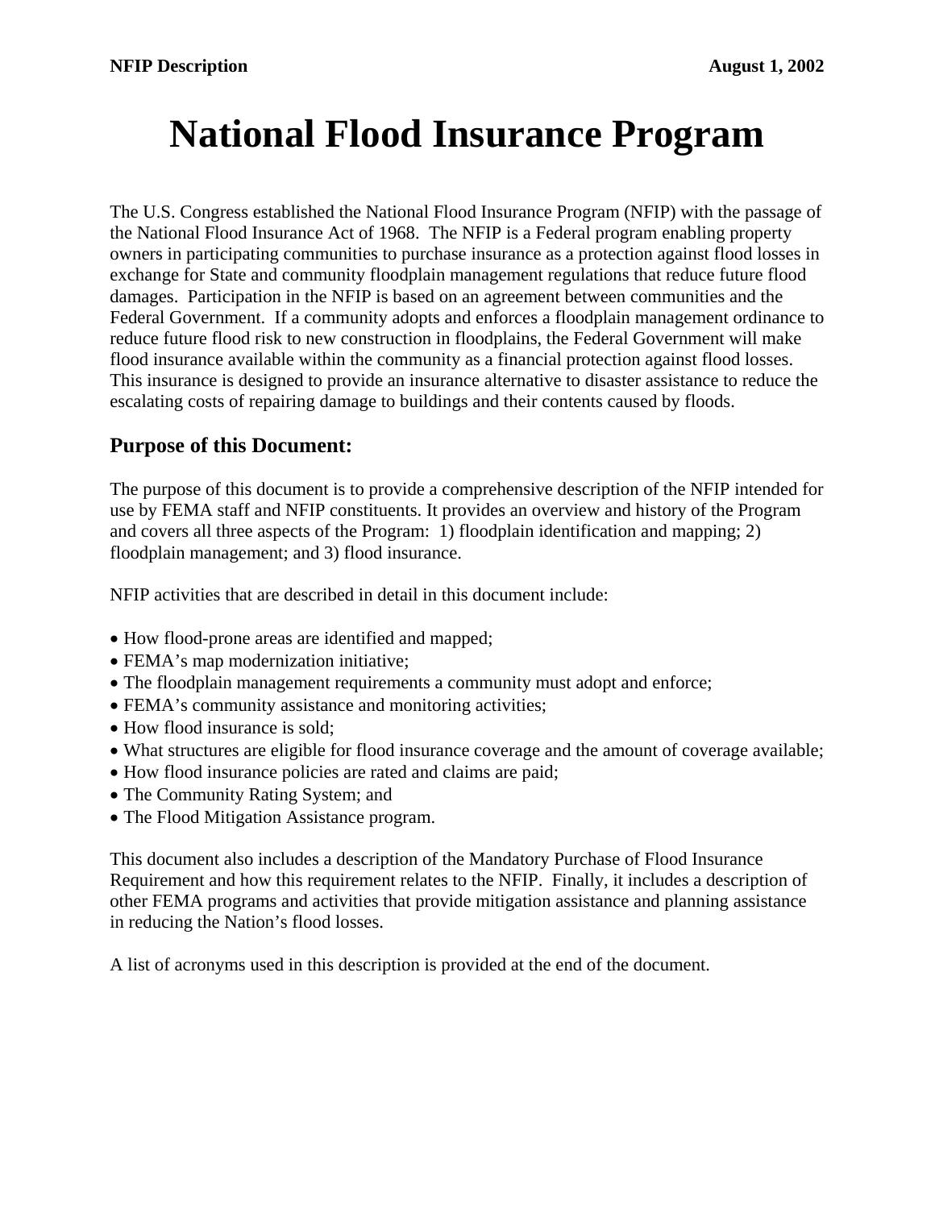# National Flood Insurance Program

The U.S. Congress established the National Flood Insurance Program (NFIP) with the passage of the National Flood Insurance Act of 1968. The NFIP is a Federal program enabling property owners in participating communities to purchase insurance as a protection against flood losses in exchange for State and community floodplain management regulations that reduce future flood damages. Participation in the NFIP is based on an agreement between communities and the Federal Government. If a community adopts and enforces a floodplain management ordinance to reduce future flood risk to new construction in floodplains, the Federal Government will make flood insurance available within the community as a financial protection against flood losses. This insurance is designed to provide an insurance alternative to disaster assistance to reduce the escalating costs of repairing damage to buildings and their contents caused by floods.

## Purpose of this Document:

The purpose of this document is to provide a comprehensive description of the NFIP intended for use by FEMA staff and NFIP constituents. It provides an overview and history of the Program and covers all three aspects of the Program: 1) floodplain identification and mapping; 2) floodplain management; and 3) flood insurance.

NFIP activities that are described in detail in this document include:

- How flood-prone areas are identified and mapped;
- FEMA's map modernization initiative;
- The floodplain management requirements a community must adopt and enforce;
- FEMA's community assistance and monitoring activities;
- How flood insurance is sold;
- What structures are eligible for flood insurance coverage and the amount of coverage available;
- How flood insurance policies are rated and claims are paid;
- The Community Rating System; and
- The Flood Mitigation Assistance program.

This document also includes a description of the Mandatory Purchase of Flood Insurance Requirement and how this requirement relates to the NFIP. Finally, it includes a description of other FEMA programs and activities that provide mitigation assistance and planning assistance in reducing the Nation's flood losses.

A list of acronyms used in this description is provided at the end of the document.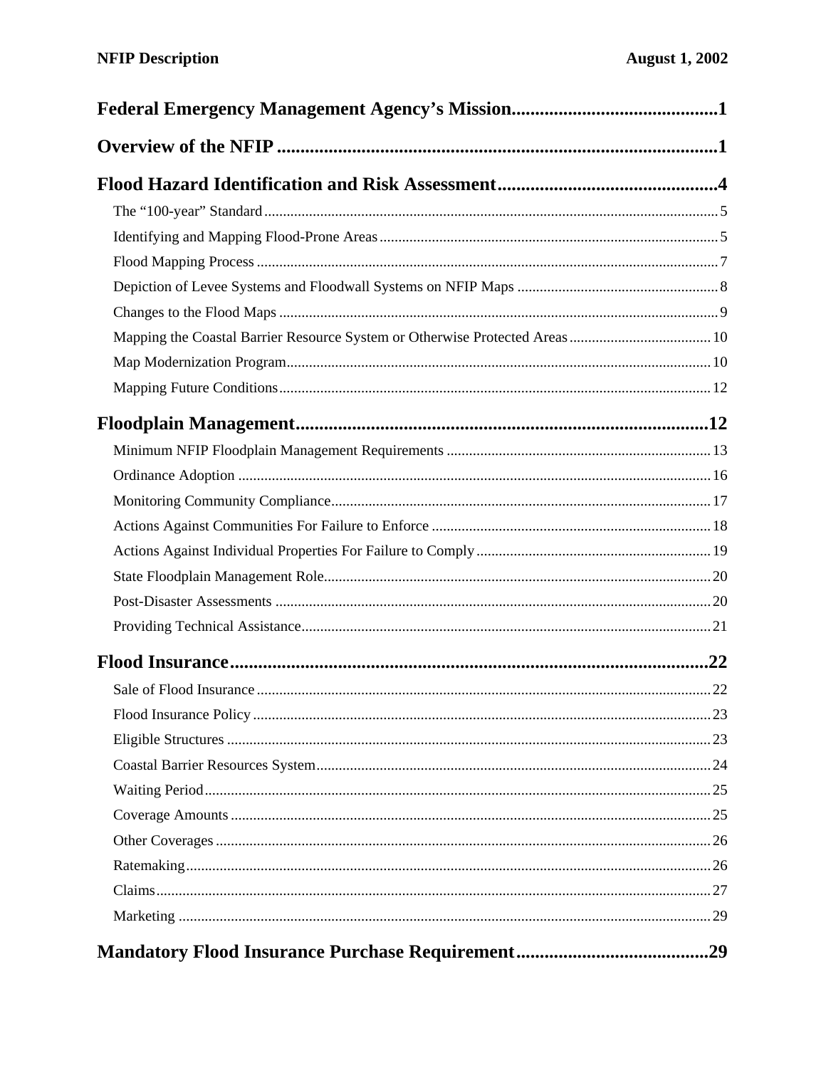**Federal Emergency Management Agency's Mission**............................................1

**Overview of the NFIP**..............................................................................................1

**Flood Hazard Identification and Risk Assessment**................................................4

- The "100-year" Standard..........................................................................................5
- Identifying and Mapping Flood-Prone Areas..........................................................5
- Flood Mapping Process............................................................................................7
- Depiction of Levee Systems and Floodwall Systems on NFIP Maps.....................8
- Changes to the Flood Maps......................................................................................9
- Mapping the Coastal Barrier Resource System or Otherwise Protected Areas......10
- Map Modernization Program..................................................................................10
- Mapping Future Conditions....................................................................................12

**Floodplain Management**..........................................................................................12

- Minimum NFIP Floodplain Management Requirements......................................13
- Ordinance Adoption................................................................................................16
- Monitoring Community Compliance.....................................................................17
- Actions Against Communities For Failure to Enforce..........................................18
- Actions Against Individual Properties For Failure to Comply..............................19
- State Floodplain Management Role.......................................................................20
- Post-Disaster Assessments.....................................................................................20
- Providing Technical Assistance.............................................................................21

**Flood Insurance**.......................................................................................................22

- Sale of Flood Insurance..........................................................................................22
- Flood Insurance Policy...........................................................................................23
- Eligible Structures..................................................................................................23
- Coastal Barrier Resources System.........................................................................24
- Waiting Period.........................................................................................................25
- Coverage Amounts..................................................................................................25
- Other Coverages......................................................................................................26
- Ratemaking..............................................................................................................26
- Claims.....................................................................................................................27
- Marketing.................................................................................................................29

**Mandatory Flood Insurance Purchase Requirement**..........................................29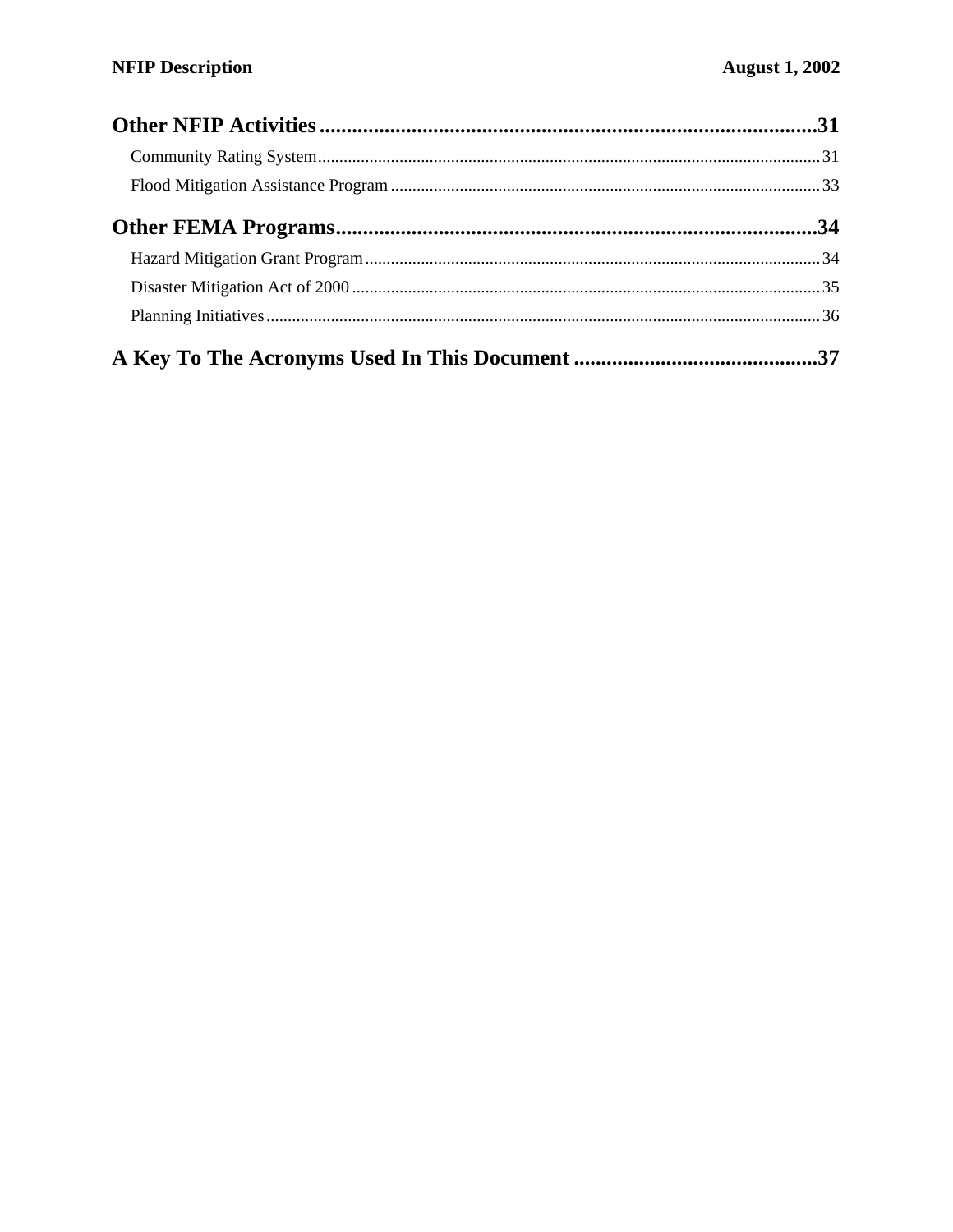**Other NFIP Activities** .......... 31

Community Rating System .......... 31

Flood Mitigation Assistance Program .......... 33

**Other FEMA Programs** .......... 34

Hazard Mitigation Grant Program .......... 34

Disaster Mitigation Act of 2000 .......... 35

Planning Initiatives .......... 36

**A Key To The Acronyms Used In This Document** .......... 37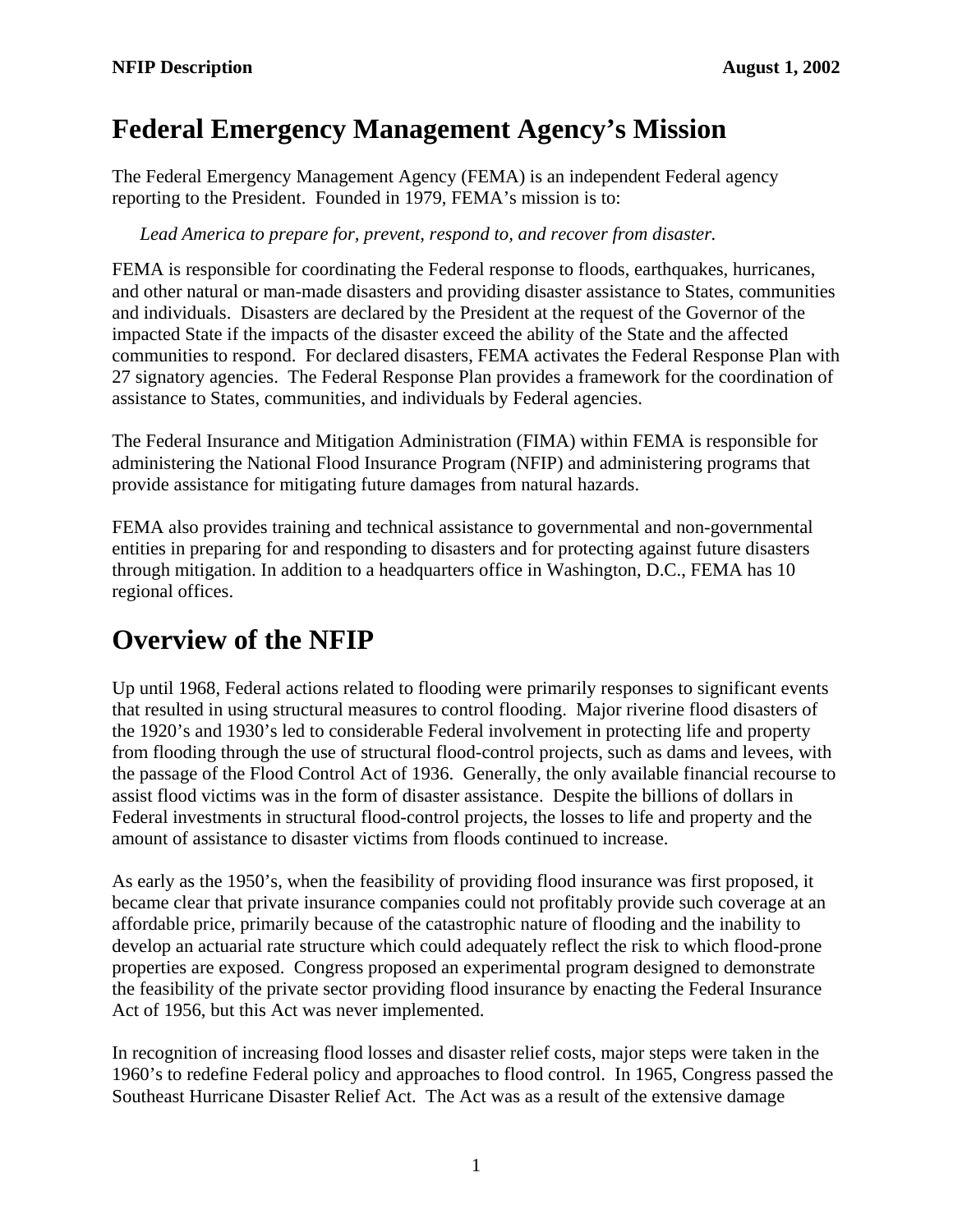# Federal Emergency Management Agency's Mission

The Federal Emergency Management Agency (FEMA) is an independent Federal agency reporting to the President. Founded in 1979, FEMA's mission is to:

*Lead America to prepare for, prevent, respond to, and recover from disaster.*

FEMA is responsible for coordinating the Federal response to floods, earthquakes, hurricanes, and other natural or man-made disasters and providing disaster assistance to States, communities and individuals. Disasters are declared by the President at the request of the Governor of the impacted State if the impacts of the disaster exceed the ability of the State and the affected communities to respond. For declared disasters, FEMA activates the Federal Response Plan with 27 signatory agencies. The Federal Response Plan provides a framework for the coordination of assistance to States, communities, and individuals by Federal agencies.

The Federal Insurance and Mitigation Administration (FIMA) within FEMA is responsible for administering the National Flood Insurance Program (NFIP) and administering programs that provide assistance for mitigating future damages from natural hazards.

FEMA also provides training and technical assistance to governmental and non-governmental entities in preparing for and responding to disasters and for protecting against future disasters through mitigation. In addition to a headquarters office in Washington, D.C., FEMA has 10 regional offices.

# Overview of the NFIP

Up until 1968, Federal actions related to flooding were primarily responses to significant events that resulted in using structural measures to control flooding. Major riverine flood disasters of the 1920's and 1930's led to considerable Federal involvement in protecting life and property from flooding through the use of structural flood-control projects, such as dams and levees, with the passage of the Flood Control Act of 1936. Generally, the only available financial recourse to assist flood victims was in the form of disaster assistance. Despite the billions of dollars in Federal investments in structural flood-control projects, the losses to life and property and the amount of assistance to disaster victims from floods continued to increase.

As early as the 1950's, when the feasibility of providing flood insurance was first proposed, it became clear that private insurance companies could not profitably provide such coverage at an affordable price, primarily because of the catastrophic nature of flooding and the inability to develop an actuarial rate structure which could adequately reflect the risk to which flood-prone properties are exposed. Congress proposed an experimental program designed to demonstrate the feasibility of the private sector providing flood insurance by enacting the Federal Insurance Act of 1956, but this Act was never implemented.

In recognition of increasing flood losses and disaster relief costs, major steps were taken in the 1960's to redefine Federal policy and approaches to flood control. In 1965, Congress passed the Southeast Hurricane Disaster Relief Act. The Act was as a result of the extensive damage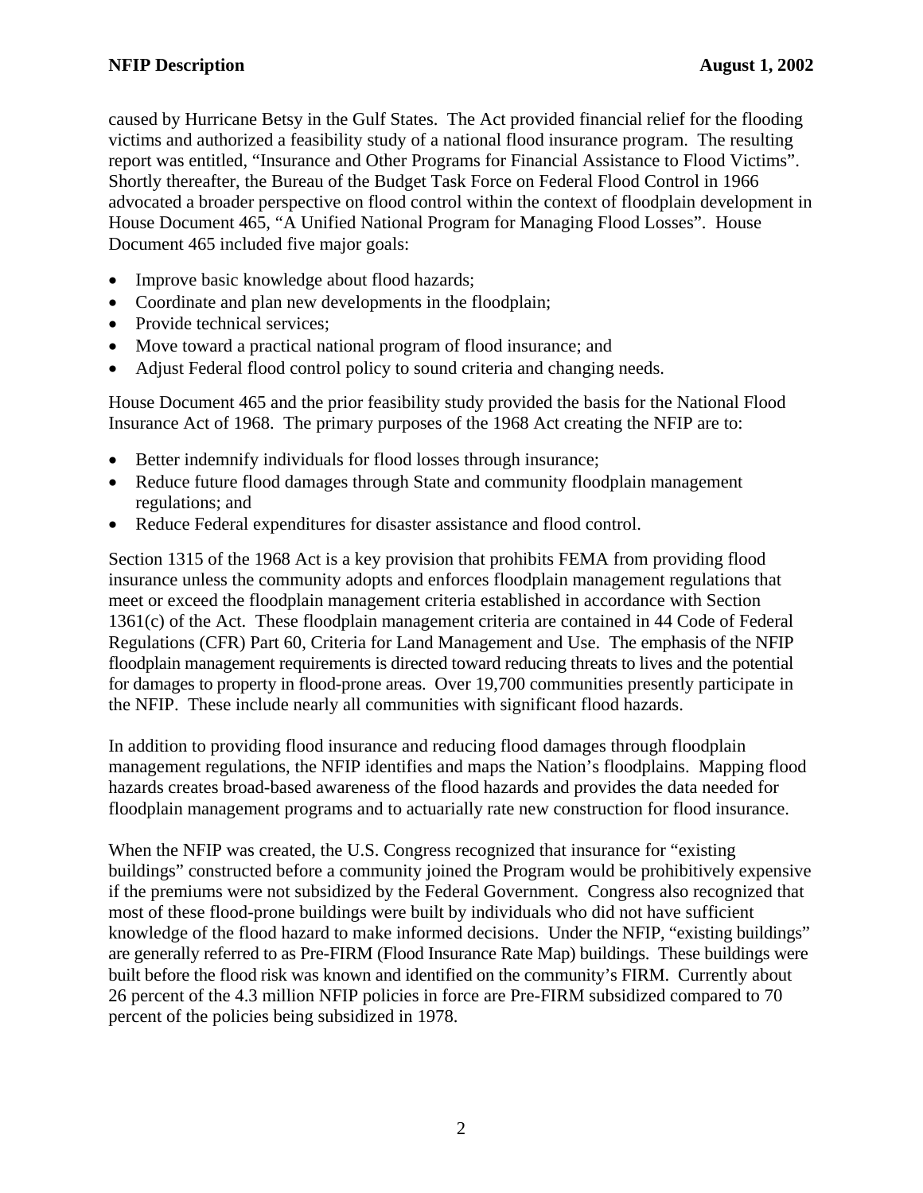caused by Hurricane Betsy in the Gulf States. The Act provided financial relief for the flooding victims and authorized a feasibility study of a national flood insurance program. The resulting report was entitled, "Insurance and Other Programs for Financial Assistance to Flood Victims". Shortly thereafter, the Bureau of the Budget Task Force on Federal Flood Control in 1966 advocated a broader perspective on flood control within the context of floodplain development in House Document 465, "A Unified National Program for Managing Flood Losses". House Document 465 included five major goals:

- Improve basic knowledge about flood hazards;
- Coordinate and plan new developments in the floodplain;
- Provide technical services;
- Move toward a practical national program of flood insurance; and
- Adjust Federal flood control policy to sound criteria and changing needs.

House Document 465 and the prior feasibility study provided the basis for the National Flood Insurance Act of 1968. The primary purposes of the 1968 Act creating the NFIP are to:

- Better indemnify individuals for flood losses through insurance;
- Reduce future flood damages through State and community floodplain management regulations; and
- Reduce Federal expenditures for disaster assistance and flood control.

Section 1315 of the 1968 Act is a key provision that prohibits FEMA from providing flood insurance unless the community adopts and enforces floodplain management regulations that meet or exceed the floodplain management criteria established in accordance with Section 1361(c) of the Act. These floodplain management criteria are contained in 44 Code of Federal Regulations (CFR) Part 60, Criteria for Land Management and Use. The emphasis of the NFIP floodplain management requirements is directed toward reducing threats to lives and the potential for damages to property in flood-prone areas. Over 19,700 communities presently participate in the NFIP. These include nearly all communities with significant flood hazards.

In addition to providing flood insurance and reducing flood damages through floodplain management regulations, the NFIP identifies and maps the Nation's floodplains. Mapping flood hazards creates broad-based awareness of the flood hazards and provides the data needed for floodplain management programs and to actuarially rate new construction for flood insurance.

When the NFIP was created, the U.S. Congress recognized that insurance for "existing buildings" constructed before a community joined the Program would be prohibitively expensive if the premiums were not subsidized by the Federal Government. Congress also recognized that most of these flood-prone buildings were built by individuals who did not have sufficient knowledge of the flood hazard to make informed decisions. Under the NFIP, "existing buildings" are generally referred to as Pre-FIRM (Flood Insurance Rate Map) buildings. These buildings were built before the flood risk was known and identified on the community's FIRM. Currently about 26 percent of the 4.3 million NFIP policies in force are Pre-FIRM subsidized compared to 70 percent of the policies being subsidized in 1978.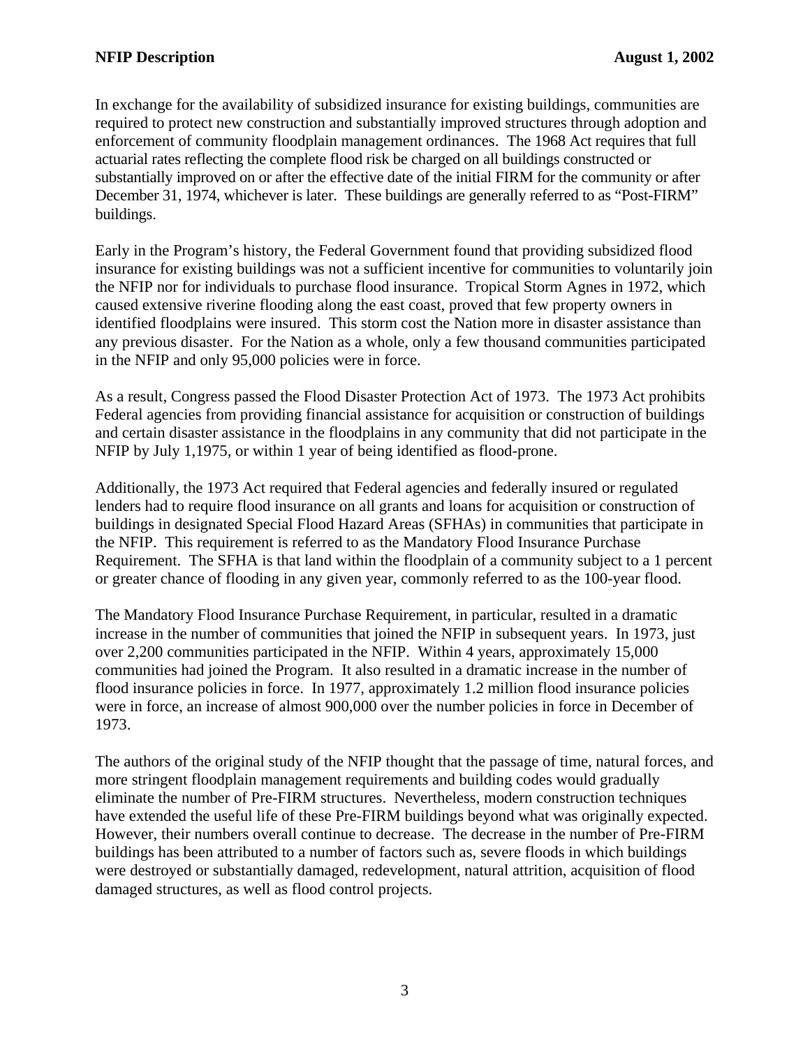In exchange for the availability of subsidized insurance for existing buildings, communities are required to protect new construction and substantially improved structures through adoption and enforcement of community floodplain management ordinances. The 1968 Act requires that full actuarial rates reflecting the complete flood risk be charged on all buildings constructed or substantially improved on or after the effective date of the initial FIRM for the community or after December 31, 1974, whichever is later. These buildings are generally referred to as “Post-FIRM” buildings.

Early in the Program’s history, the Federal Government found that providing subsidized flood insurance for existing buildings was not a sufficient incentive for communities to voluntarily join the NFIP nor for individuals to purchase flood insurance. Tropical Storm Agnes in 1972, which caused extensive riverine flooding along the east coast, proved that few property owners in identified floodplains were insured. This storm cost the Nation more in disaster assistance than any previous disaster. For the Nation as a whole, only a few thousand communities participated in the NFIP and only 95,000 policies were in force.

As a result, Congress passed the Flood Disaster Protection Act of 1973. The 1973 Act prohibits Federal agencies from providing financial assistance for acquisition or construction of buildings and certain disaster assistance in the floodplains in any community that did not participate in the NFIP by July 1,1975, or within 1 year of being identified as flood-prone.

Additionally, the 1973 Act required that Federal agencies and federally insured or regulated lenders had to require flood insurance on all grants and loans for acquisition or construction of buildings in designated Special Flood Hazard Areas (SFHAs) in communities that participate in the NFIP. This requirement is referred to as the Mandatory Flood Insurance Purchase Requirement. The SFHA is that land within the floodplain of a community subject to a 1 percent or greater chance of flooding in any given year, commonly referred to as the 100-year flood.

The Mandatory Flood Insurance Purchase Requirement, in particular, resulted in a dramatic increase in the number of communities that joined the NFIP in subsequent years. In 1973, just over 2,200 communities participated in the NFIP. Within 4 years, approximately 15,000 communities had joined the Program. It also resulted in a dramatic increase in the number of flood insurance policies in force. In 1977, approximately 1.2 million flood insurance policies were in force, an increase of almost 900,000 over the number policies in force in December of 1973.

The authors of the original study of the NFIP thought that the passage of time, natural forces, and more stringent floodplain management requirements and building codes would gradually eliminate the number of Pre-FIRM structures. Nevertheless, modern construction techniques have extended the useful life of these Pre-FIRM buildings beyond what was originally expected. However, their numbers overall continue to decrease. The decrease in the number of Pre-FIRM buildings has been attributed to a number of factors such as, severe floods in which buildings were destroyed or substantially damaged, redevelopment, natural attrition, acquisition of flood damaged structures, as well as flood control projects.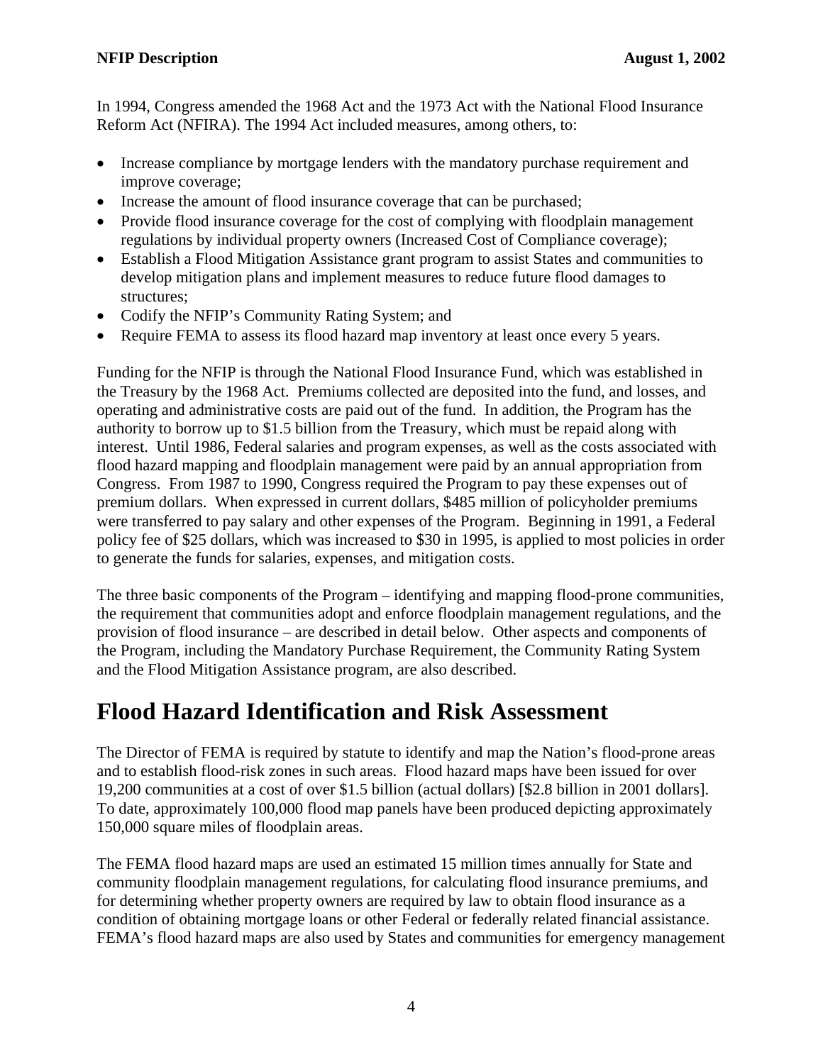In 1994, Congress amended the 1968 Act and the 1973 Act with the National Flood Insurance Reform Act (NFIRA). The 1994 Act included measures, among others, to:

- Increase compliance by mortgage lenders with the mandatory purchase requirement and improve coverage;
- Increase the amount of flood insurance coverage that can be purchased;
- Provide flood insurance coverage for the cost of complying with floodplain management regulations by individual property owners (Increased Cost of Compliance coverage);
- Establish a Flood Mitigation Assistance grant program to assist States and communities to develop mitigation plans and implement measures to reduce future flood damages to structures;
- Codify the NFIP's Community Rating System; and
- Require FEMA to assess its flood hazard map inventory at least once every 5 years.

Funding for the NFIP is through the National Flood Insurance Fund, which was established in the Treasury by the 1968 Act. Premiums collected are deposited into the fund, and losses, and operating and administrative costs are paid out of the fund. In addition, the Program has the authority to borrow up to $1.5 billion from the Treasury, which must be repaid along with interest. Until 1986, Federal salaries and program expenses, as well as the costs associated with flood hazard mapping and floodplain management were paid by an annual appropriation from Congress. From 1987 to 1990, Congress required the Program to pay these expenses out of premium dollars. When expressed in current dollars, $485 million of policyholder premiums were transferred to pay salary and other expenses of the Program. Beginning in 1991, a Federal policy fee of $25 dollars, which was increased to $30 in 1995, is applied to most policies in order to generate the funds for salaries, expenses, and mitigation costs.

The three basic components of the Program – identifying and mapping flood-prone communities, the requirement that communities adopt and enforce floodplain management regulations, and the provision of flood insurance – are described in detail below. Other aspects and components of the Program, including the Mandatory Purchase Requirement, the Community Rating System and the Flood Mitigation Assistance program, are also described.

# Flood Hazard Identification and Risk Assessment

The Director of FEMA is required by statute to identify and map the Nation's flood-prone areas and to establish flood-risk zones in such areas. Flood hazard maps have been issued for over 19,200 communities at a cost of over $1.5 billion (actual dollars) [$2.8 billion in 2001 dollars]. To date, approximately 100,000 flood map panels have been produced depicting approximately 150,000 square miles of floodplain areas.

The FEMA flood hazard maps are used an estimated 15 million times annually for State and community floodplain management regulations, for calculating flood insurance premiums, and for determining whether property owners are required by law to obtain flood insurance as a condition of obtaining mortgage loans or other Federal or federally related financial assistance. FEMA's flood hazard maps are also used by States and communities for emergency management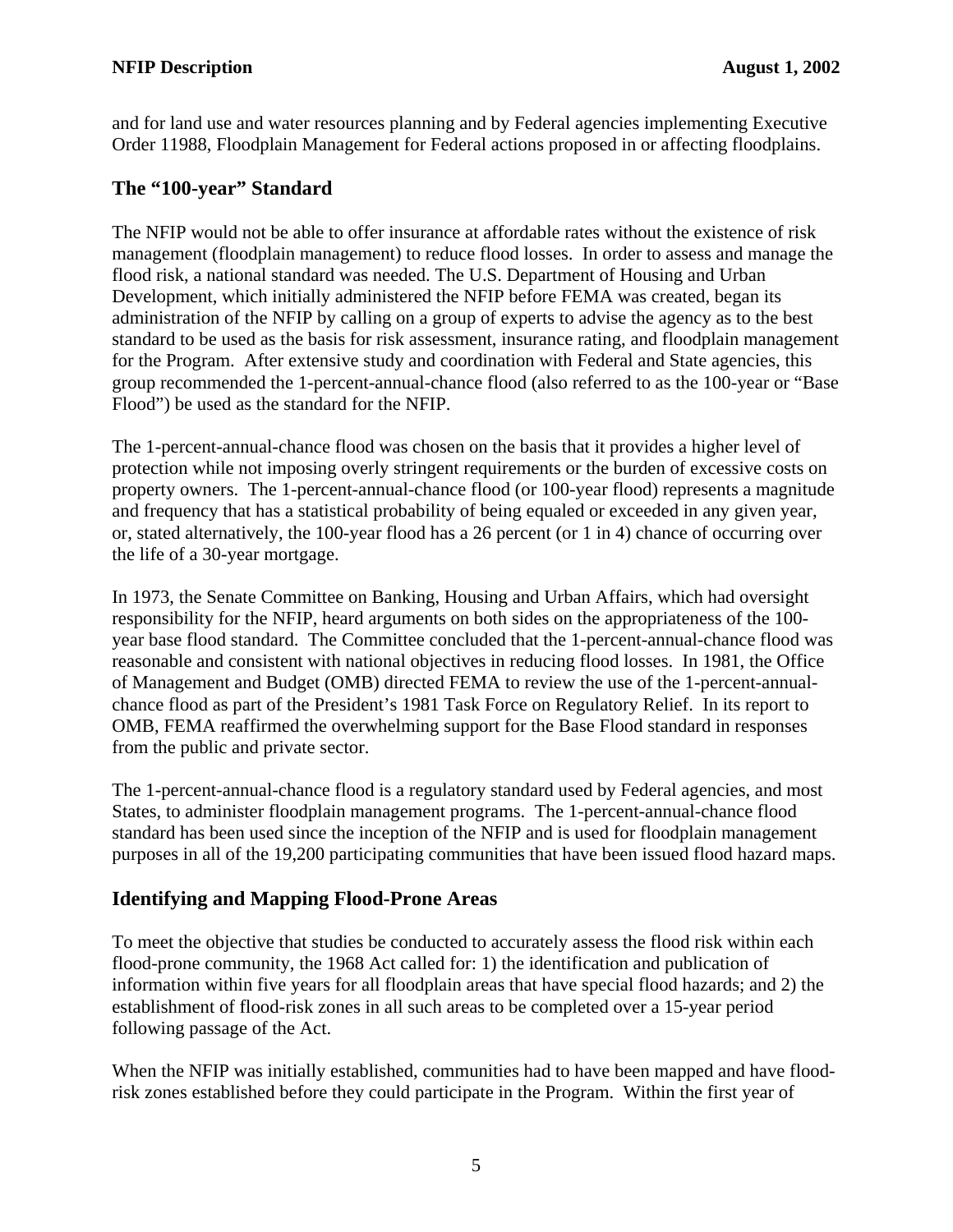and for land use and water resources planning and by Federal agencies implementing Executive Order 11988, Floodplain Management for Federal actions proposed in or affecting floodplains.

## The "100-year" Standard

The NFIP would not be able to offer insurance at affordable rates without the existence of risk management (floodplain management) to reduce flood losses. In order to assess and manage the flood risk, a national standard was needed. The U.S. Department of Housing and Urban Development, which initially administered the NFIP before FEMA was created, began its administration of the NFIP by calling on a group of experts to advise the agency as to the best standard to be used as the basis for risk assessment, insurance rating, and floodplain management for the Program. After extensive study and coordination with Federal and State agencies, this group recommended the 1-percent-annual-chance flood (also referred to as the 100-year or "Base Flood") be used as the standard for the NFIP.

The 1-percent-annual-chance flood was chosen on the basis that it provides a higher level of protection while not imposing overly stringent requirements or the burden of excessive costs on property owners. The 1-percent-annual-chance flood (or 100-year flood) represents a magnitude and frequency that has a statistical probability of being equaled or exceeded in any given year, or, stated alternatively, the 100-year flood has a 26 percent (or 1 in 4) chance of occurring over the life of a 30-year mortgage.

In 1973, the Senate Committee on Banking, Housing and Urban Affairs, which had oversight responsibility for the NFIP, heard arguments on both sides on the appropriateness of the 100-year base flood standard. The Committee concluded that the 1-percent-annual-chance flood was reasonable and consistent with national objectives in reducing flood losses. In 1981, the Office of Management and Budget (OMB) directed FEMA to review the use of the 1-percent-annual-chance flood as part of the President's 1981 Task Force on Regulatory Relief. In its report to OMB, FEMA reaffirmed the overwhelming support for the Base Flood standard in responses from the public and private sector.

The 1-percent-annual-chance flood is a regulatory standard used by Federal agencies, and most States, to administer floodplain management programs. The 1-percent-annual-chance flood standard has been used since the inception of the NFIP and is used for floodplain management purposes in all of the 19,200 participating communities that have been issued flood hazard maps.

## Identifying and Mapping Flood-Prone Areas

To meet the objective that studies be conducted to accurately assess the flood risk within each flood-prone community, the 1968 Act called for: 1) the identification and publication of information within five years for all floodplain areas that have special flood hazards; and 2) the establishment of flood-risk zones in all such areas to be completed over a 15-year period following passage of the Act.

When the NFIP was initially established, communities had to have been mapped and have flood-risk zones established before they could participate in the Program. Within the first year of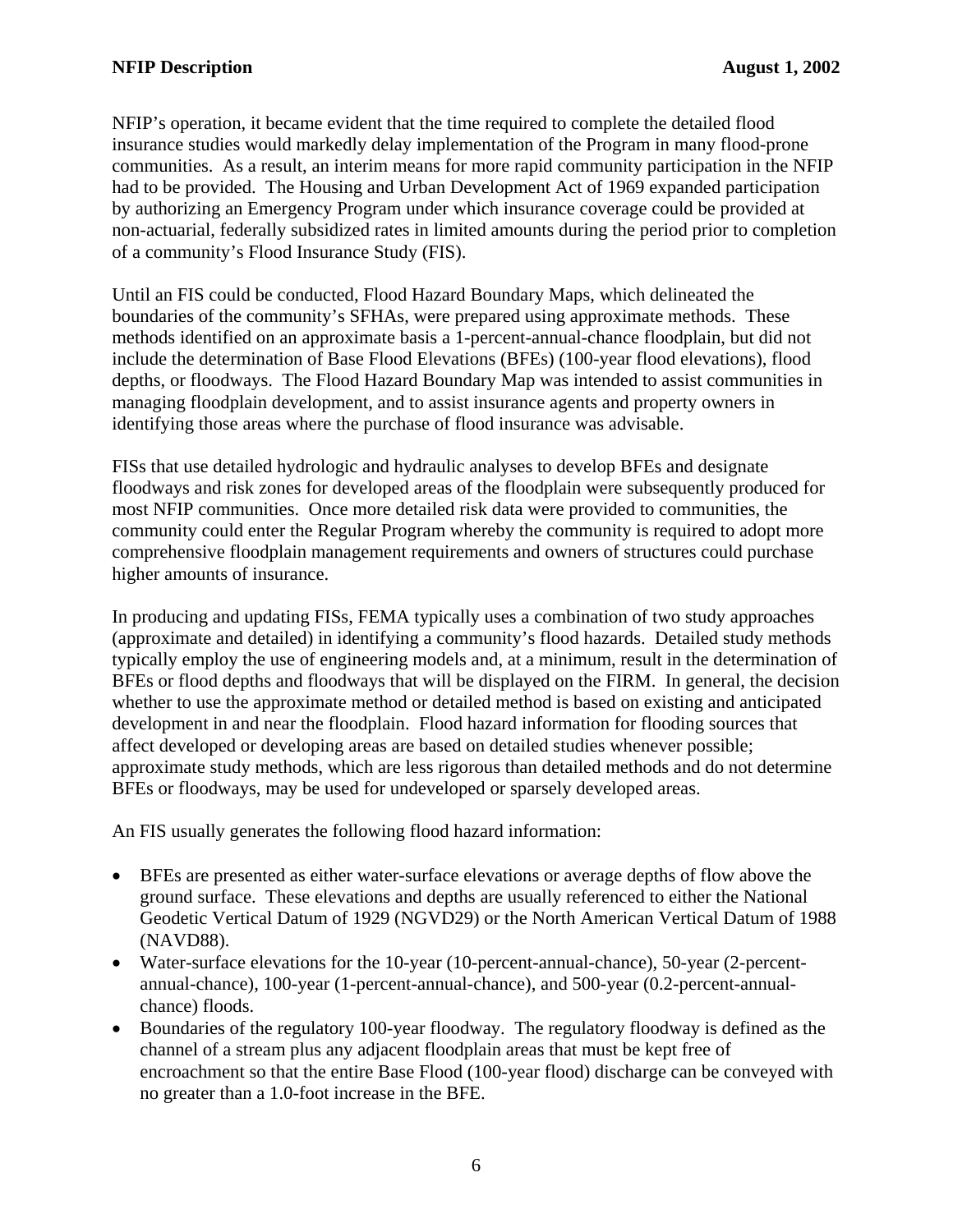NFIP's operation, it became evident that the time required to complete the detailed flood insurance studies would markedly delay implementation of the Program in many flood-prone communities. As a result, an interim means for more rapid community participation in the NFIP had to be provided. The Housing and Urban Development Act of 1969 expanded participation by authorizing an Emergency Program under which insurance coverage could be provided at non-actuarial, federally subsidized rates in limited amounts during the period prior to completion of a community's Flood Insurance Study (FIS).

Until an FIS could be conducted, Flood Hazard Boundary Maps, which delineated the boundaries of the community's SFHAs, were prepared using approximate methods. These methods identified on an approximate basis a 1-percent-annual-chance floodplain, but did not include the determination of Base Flood Elevations (BFEs) (100-year flood elevations), flood depths, or floodways. The Flood Hazard Boundary Map was intended to assist communities in managing floodplain development, and to assist insurance agents and property owners in identifying those areas where the purchase of flood insurance was advisable.

FISs that use detailed hydrologic and hydraulic analyses to develop BFEs and designate floodways and risk zones for developed areas of the floodplain were subsequently produced for most NFIP communities. Once more detailed risk data were provided to communities, the community could enter the Regular Program whereby the community is required to adopt more comprehensive floodplain management requirements and owners of structures could purchase higher amounts of insurance.

In producing and updating FISs, FEMA typically uses a combination of two study approaches (approximate and detailed) in identifying a community's flood hazards. Detailed study methods typically employ the use of engineering models and, at a minimum, result in the determination of BFEs or flood depths and floodways that will be displayed on the FIRM. In general, the decision whether to use the approximate method or detailed method is based on existing and anticipated development in and near the floodplain. Flood hazard information for flooding sources that affect developed or developing areas are based on detailed studies whenever possible; approximate study methods, which are less rigorous than detailed methods and do not determine BFEs or floodways, may be used for undeveloped or sparsely developed areas.

An FIS usually generates the following flood hazard information:

- BFEs are presented as either water-surface elevations or average depths of flow above the ground surface. These elevations and depths are usually referenced to either the National Geodetic Vertical Datum of 1929 (NGVD29) or the North American Vertical Datum of 1988 (NAVD88).
- Water-surface elevations for the 10-year (10-percent-annual-chance), 50-year (2-percent-annual-chance), 100-year (1-percent-annual-chance), and 500-year (0.2-percent-annual-chance) floods.
- Boundaries of the regulatory 100-year floodway. The regulatory floodway is defined as the channel of a stream plus any adjacent floodplain areas that must be kept free of encroachment so that the entire Base Flood (100-year flood) discharge can be conveyed with no greater than a 1.0-foot increase in the BFE.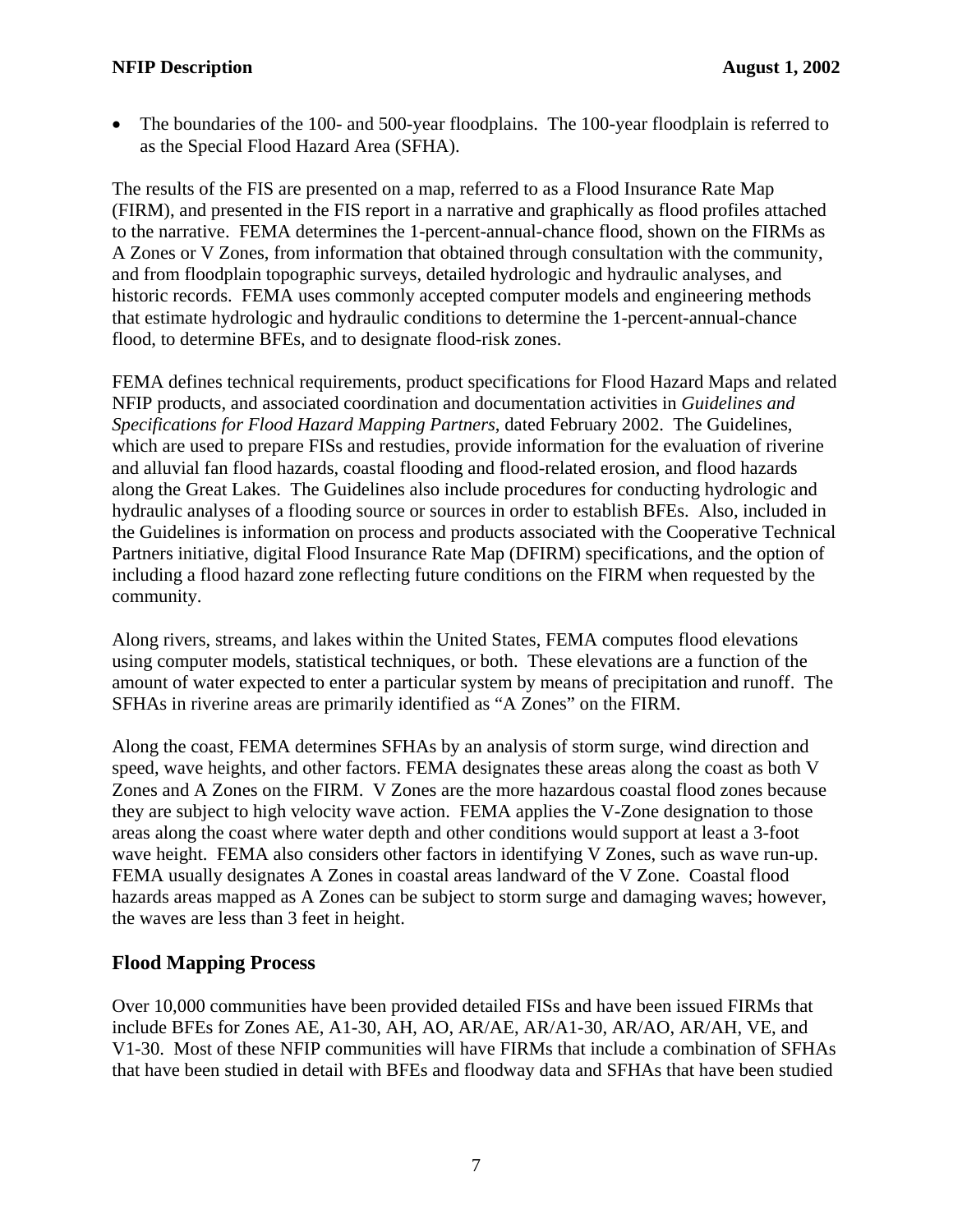- The boundaries of the 100- and 500-year floodplains. The 100-year floodplain is referred to as the Special Flood Hazard Area (SFHA).

The results of the FIS are presented on a map, referred to as a Flood Insurance Rate Map (FIRM), and presented in the FIS report in a narrative and graphically as flood profiles attached to the narrative. FEMA determines the 1-percent-annual-chance flood, shown on the FIRMs as A Zones or V Zones, from information that obtained through consultation with the community, and from floodplain topographic surveys, detailed hydrologic and hydraulic analyses, and historic records. FEMA uses commonly accepted computer models and engineering methods that estimate hydrologic and hydraulic conditions to determine the 1-percent-annual-chance flood, to determine BFEs, and to designate flood-risk zones.

FEMA defines technical requirements, product specifications for Flood Hazard Maps and related NFIP products, and associated coordination and documentation activities in *Guidelines and Specifications for Flood Hazard Mapping Partners*, dated February 2002. The Guidelines, which are used to prepare FISs and restudies, provide information for the evaluation of riverine and alluvial fan flood hazards, coastal flooding and flood-related erosion, and flood hazards along the Great Lakes. The Guidelines also include procedures for conducting hydrologic and hydraulic analyses of a flooding source or sources in order to establish BFEs. Also, included in the Guidelines is information on process and products associated with the Cooperative Technical Partners initiative, digital Flood Insurance Rate Map (DFIRM) specifications, and the option of including a flood hazard zone reflecting future conditions on the FIRM when requested by the community.

Along rivers, streams, and lakes within the United States, FEMA computes flood elevations using computer models, statistical techniques, or both. These elevations are a function of the amount of water expected to enter a particular system by means of precipitation and runoff. The SFHAs in riverine areas are primarily identified as "A Zones" on the FIRM.

Along the coast, FEMA determines SFHAs by an analysis of storm surge, wind direction and speed, wave heights, and other factors. FEMA designates these areas along the coast as both V Zones and A Zones on the FIRM. V Zones are the more hazardous coastal flood zones because they are subject to high velocity wave action. FEMA applies the V-Zone designation to those areas along the coast where water depth and other conditions would support at least a 3-foot wave height. FEMA also considers other factors in identifying V Zones, such as wave run-up. FEMA usually designates A Zones in coastal areas landward of the V Zone. Coastal flood hazards areas mapped as A Zones can be subject to storm surge and damaging waves; however, the waves are less than 3 feet in height.

## Flood Mapping Process

Over 10,000 communities have been provided detailed FISs and have been issued FIRMs that include BFEs for Zones AE, A1-30, AH, AO, AR/AE, AR/A1-30, AR/AO, AR/AH, VE, and V1-30. Most of these NFIP communities will have FIRMs that include a combination of SFHAs that have been studied in detail with BFEs and floodway data and SFHAs that have been studied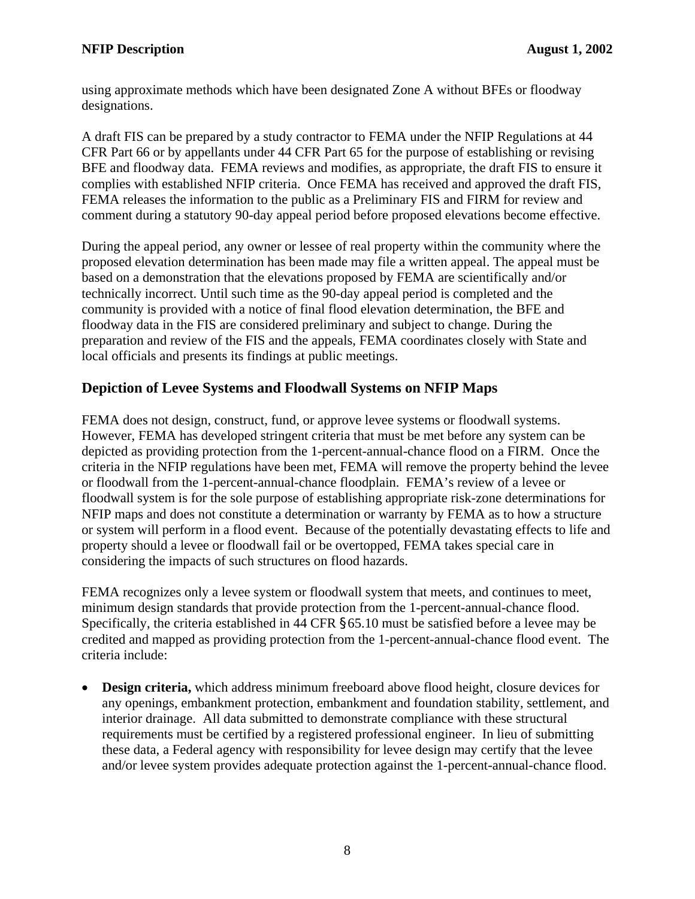using approximate methods which have been designated Zone A without BFEs or floodway designations.

A draft FIS can be prepared by a study contractor to FEMA under the NFIP Regulations at 44 CFR Part 66 or by appellants under 44 CFR Part 65 for the purpose of establishing or revising BFE and floodway data. FEMA reviews and modifies, as appropriate, the draft FIS to ensure it complies with established NFIP criteria. Once FEMA has received and approved the draft FIS, FEMA releases the information to the public as a Preliminary FIS and FIRM for review and comment during a statutory 90-day appeal period before proposed elevations become effective.

During the appeal period, any owner or lessee of real property within the community where the proposed elevation determination has been made may file a written appeal. The appeal must be based on a demonstration that the elevations proposed by FEMA are scientifically and/or technically incorrect. Until such time as the 90-day appeal period is completed and the community is provided with a notice of final flood elevation determination, the BFE and floodway data in the FIS are considered preliminary and subject to change. During the preparation and review of the FIS and the appeals, FEMA coordinates closely with State and local officials and presents its findings at public meetings.

## Depiction of Levee Systems and Floodwall Systems on NFIP Maps

FEMA does not design, construct, fund, or approve levee systems or floodwall systems. However, FEMA has developed stringent criteria that must be met before any system can be depicted as providing protection from the 1-percent-annual-chance flood on a FIRM. Once the criteria in the NFIP regulations have been met, FEMA will remove the property behind the levee or floodwall from the 1-percent-annual-chance floodplain. FEMA's review of a levee or floodwall system is for the sole purpose of establishing appropriate risk-zone determinations for NFIP maps and does not constitute a determination or warranty by FEMA as to how a structure or system will perform in a flood event. Because of the potentially devastating effects to life and property should a levee or floodwall fail or be overtopped, FEMA takes special care in considering the impacts of such structures on flood hazards.

FEMA recognizes only a levee system or floodwall system that meets, and continues to meet, minimum design standards that provide protection from the 1-percent-annual-chance flood. Specifically, the criteria established in 44 CFR §65.10 must be satisfied before a levee may be credited and mapped as providing protection from the 1-percent-annual-chance flood event. The criteria include:

- **Design criteria,** which address minimum freeboard above flood height, closure devices for any openings, embankment protection, embankment and foundation stability, settlement, and interior drainage. All data submitted to demonstrate compliance with these structural requirements must be certified by a registered professional engineer. In lieu of submitting these data, a Federal agency with responsibility for levee design may certify that the levee and/or levee system provides adequate protection against the 1-percent-annual-chance flood.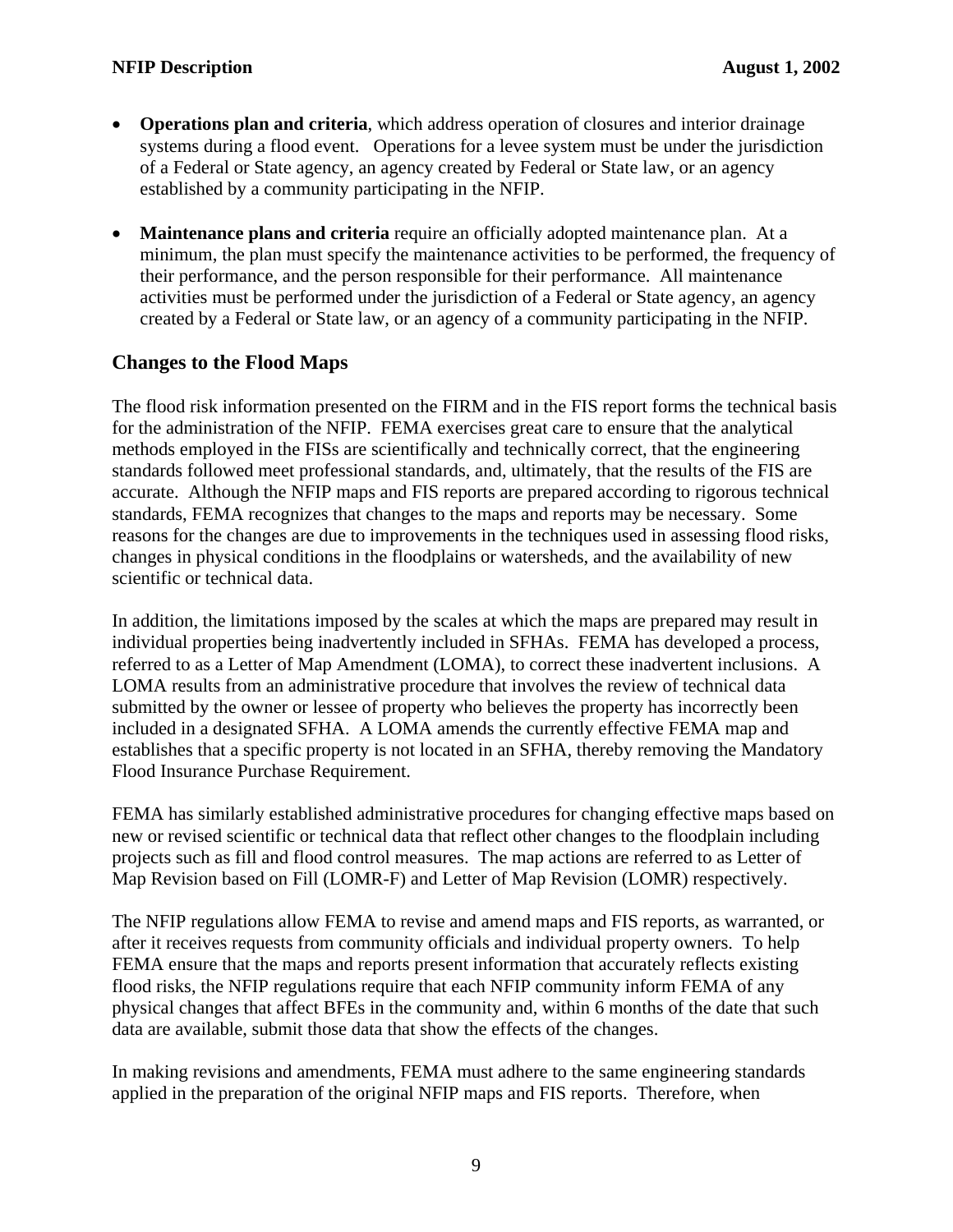- **Operations plan and criteria**, which address operation of closures and interior drainage systems during a flood event. Operations for a levee system must be under the jurisdiction of a Federal or State agency, an agency created by Federal or State law, or an agency established by a community participating in the NFIP.

- **Maintenance plans and criteria** require an officially adopted maintenance plan. At a minimum, the plan must specify the maintenance activities to be performed, the frequency of their performance, and the person responsible for their performance. All maintenance activities must be performed under the jurisdiction of a Federal or State agency, an agency created by a Federal or State law, or an agency of a community participating in the NFIP.

## Changes to the Flood Maps

The flood risk information presented on the FIRM and in the FIS report forms the technical basis for the administration of the NFIP. FEMA exercises great care to ensure that the analytical methods employed in the FISs are scientifically and technically correct, that the engineering standards followed meet professional standards, and, ultimately, that the results of the FIS are accurate. Although the NFIP maps and FIS reports are prepared according to rigorous technical standards, FEMA recognizes that changes to the maps and reports may be necessary. Some reasons for the changes are due to improvements in the techniques used in assessing flood risks, changes in physical conditions in the floodplains or watersheds, and the availability of new scientific or technical data.

In addition, the limitations imposed by the scales at which the maps are prepared may result in individual properties being inadvertently included in SFHAs. FEMA has developed a process, referred to as a Letter of Map Amendment (LOMA), to correct these inadvertent inclusions. A LOMA results from an administrative procedure that involves the review of technical data submitted by the owner or lessee of property who believes the property has incorrectly been included in a designated SFHA. A LOMA amends the currently effective FEMA map and establishes that a specific property is not located in an SFHA, thereby removing the Mandatory Flood Insurance Purchase Requirement.

FEMA has similarly established administrative procedures for changing effective maps based on new or revised scientific or technical data that reflect other changes to the floodplain including projects such as fill and flood control measures. The map actions are referred to as Letter of Map Revision based on Fill (LOMR-F) and Letter of Map Revision (LOMR) respectively.

The NFIP regulations allow FEMA to revise and amend maps and FIS reports, as warranted, or after it receives requests from community officials and individual property owners. To help FEMA ensure that the maps and reports present information that accurately reflects existing flood risks, the NFIP regulations require that each NFIP community inform FEMA of any physical changes that affect BFEs in the community and, within 6 months of the date that such data are available, submit those data that show the effects of the changes.

In making revisions and amendments, FEMA must adhere to the same engineering standards applied in the preparation of the original NFIP maps and FIS reports. Therefore, when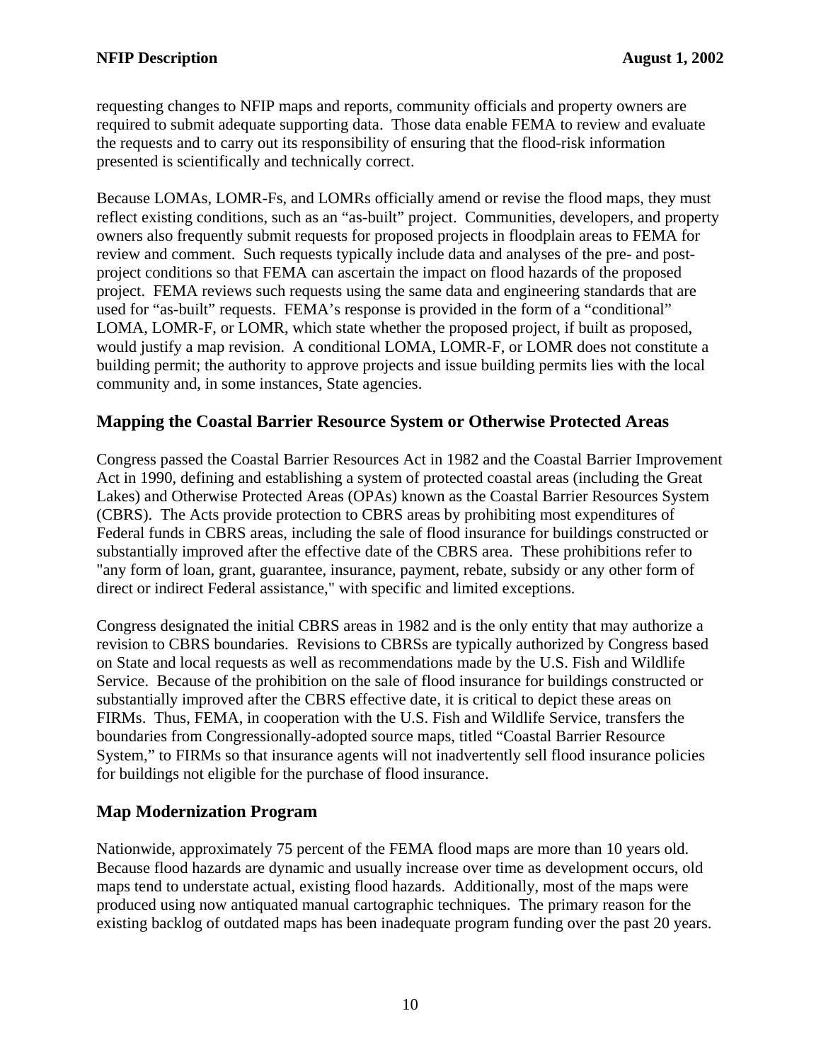requesting changes to NFIP maps and reports, community officials and property owners are required to submit adequate supporting data. Those data enable FEMA to review and evaluate the requests and to carry out its responsibility of ensuring that the flood-risk information presented is scientifically and technically correct.

Because LOMAs, LOMR-Fs, and LOMRs officially amend or revise the flood maps, they must reflect existing conditions, such as an "as-built" project. Communities, developers, and property owners also frequently submit requests for proposed projects in floodplain areas to FEMA for review and comment. Such requests typically include data and analyses of the pre- and post-project conditions so that FEMA can ascertain the impact on flood hazards of the proposed project. FEMA reviews such requests using the same data and engineering standards that are used for "as-built" requests. FEMA's response is provided in the form of a "conditional" LOMA, LOMR-F, or LOMR, which state whether the proposed project, if built as proposed, would justify a map revision. A conditional LOMA, LOMR-F, or LOMR does not constitute a building permit; the authority to approve projects and issue building permits lies with the local community and, in some instances, State agencies.

## Mapping the Coastal Barrier Resource System or Otherwise Protected Areas

Congress passed the Coastal Barrier Resources Act in 1982 and the Coastal Barrier Improvement Act in 1990, defining and establishing a system of protected coastal areas (including the Great Lakes) and Otherwise Protected Areas (OPAs) known as the Coastal Barrier Resources System (CBRS). The Acts provide protection to CBRS areas by prohibiting most expenditures of Federal funds in CBRS areas, including the sale of flood insurance for buildings constructed or substantially improved after the effective date of the CBRS area. These prohibitions refer to "any form of loan, grant, guarantee, insurance, payment, rebate, subsidy or any other form of direct or indirect Federal assistance," with specific and limited exceptions.

Congress designated the initial CBRS areas in 1982 and is the only entity that may authorize a revision to CBRS boundaries. Revisions to CBRSs are typically authorized by Congress based on State and local requests as well as recommendations made by the U.S. Fish and Wildlife Service. Because of the prohibition on the sale of flood insurance for buildings constructed or substantially improved after the CBRS effective date, it is critical to depict these areas on FIRMs. Thus, FEMA, in cooperation with the U.S. Fish and Wildlife Service, transfers the boundaries from Congressionally-adopted source maps, titled "Coastal Barrier Resource System," to FIRMs so that insurance agents will not inadvertently sell flood insurance policies for buildings not eligible for the purchase of flood insurance.

## Map Modernization Program

Nationwide, approximately 75 percent of the FEMA flood maps are more than 10 years old. Because flood hazards are dynamic and usually increase over time as development occurs, old maps tend to understate actual, existing flood hazards. Additionally, most of the maps were produced using now antiquated manual cartographic techniques. The primary reason for the existing backlog of outdated maps has been inadequate program funding over the past 20 years.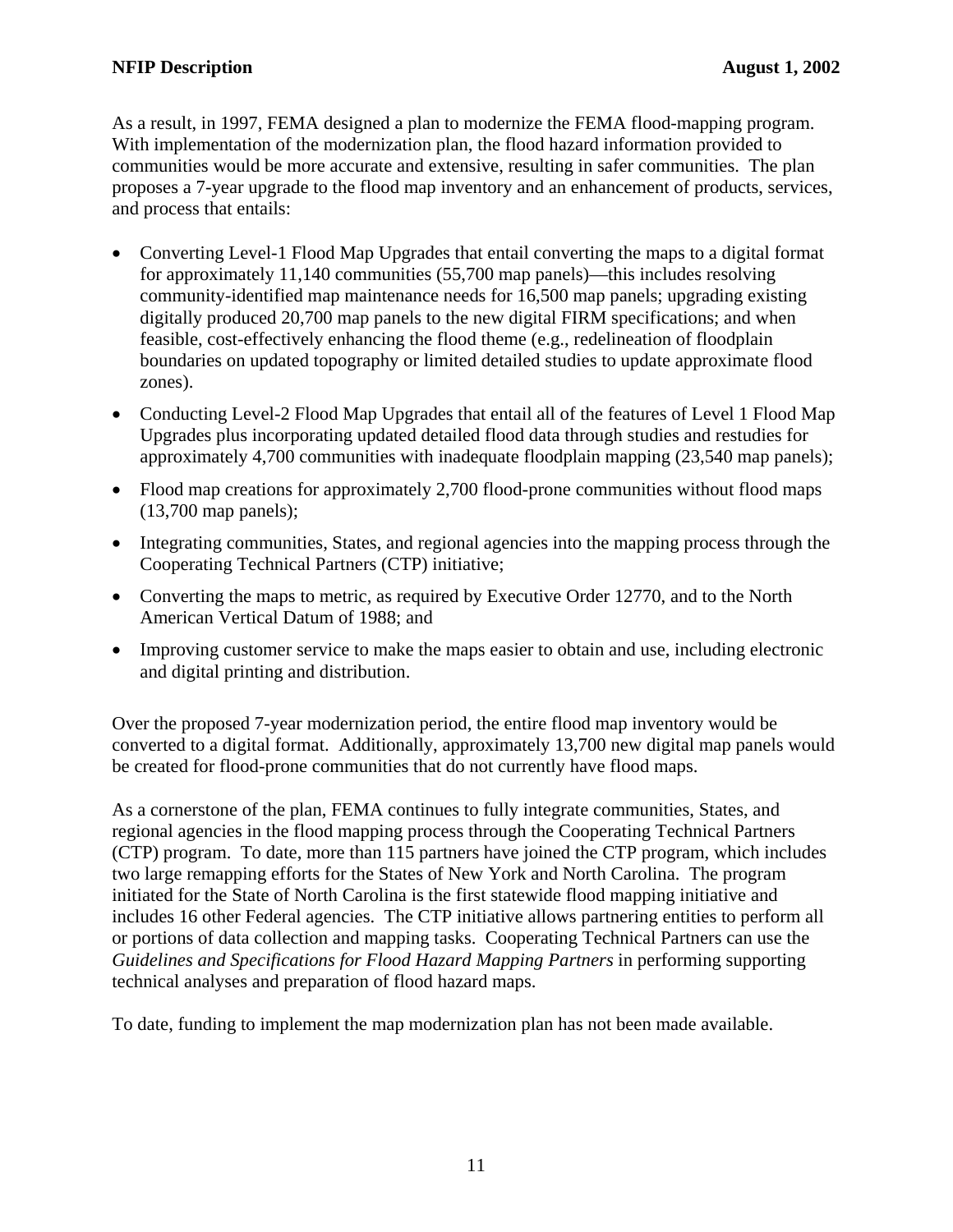As a result, in 1997, FEMA designed a plan to modernize the FEMA flood-mapping program. With implementation of the modernization plan, the flood hazard information provided to communities would be more accurate and extensive, resulting in safer communities. The plan proposes a 7-year upgrade to the flood map inventory and an enhancement of products, services, and process that entails:

- Converting Level-1 Flood Map Upgrades that entail converting the maps to a digital format for approximately 11,140 communities (55,700 map panels)—this includes resolving community-identified map maintenance needs for 16,500 map panels; upgrading existing digitally produced 20,700 map panels to the new digital FIRM specifications; and when feasible, cost-effectively enhancing the flood theme (e.g., redelineation of floodplain boundaries on updated topography or limited detailed studies to update approximate flood zones).
- Conducting Level-2 Flood Map Upgrades that entail all of the features of Level 1 Flood Map Upgrades plus incorporating updated detailed flood data through studies and restudies for approximately 4,700 communities with inadequate floodplain mapping (23,540 map panels);
- Flood map creations for approximately 2,700 flood-prone communities without flood maps (13,700 map panels);
- Integrating communities, States, and regional agencies into the mapping process through the Cooperating Technical Partners (CTP) initiative;
- Converting the maps to metric, as required by Executive Order 12770, and to the North American Vertical Datum of 1988; and
- Improving customer service to make the maps easier to obtain and use, including electronic and digital printing and distribution.

Over the proposed 7-year modernization period, the entire flood map inventory would be converted to a digital format. Additionally, approximately 13,700 new digital map panels would be created for flood-prone communities that do not currently have flood maps.

As a cornerstone of the plan, FEMA continues to fully integrate communities, States, and regional agencies in the flood mapping process through the Cooperating Technical Partners (CTP) program. To date, more than 115 partners have joined the CTP program, which includes two large remapping efforts for the States of New York and North Carolina. The program initiated for the State of North Carolina is the first statewide flood mapping initiative and includes 16 other Federal agencies. The CTP initiative allows partnering entities to perform all or portions of data collection and mapping tasks. Cooperating Technical Partners can use the *Guidelines and Specifications for Flood Hazard Mapping Partners* in performing supporting technical analyses and preparation of flood hazard maps.

To date, funding to implement the map modernization plan has not been made available.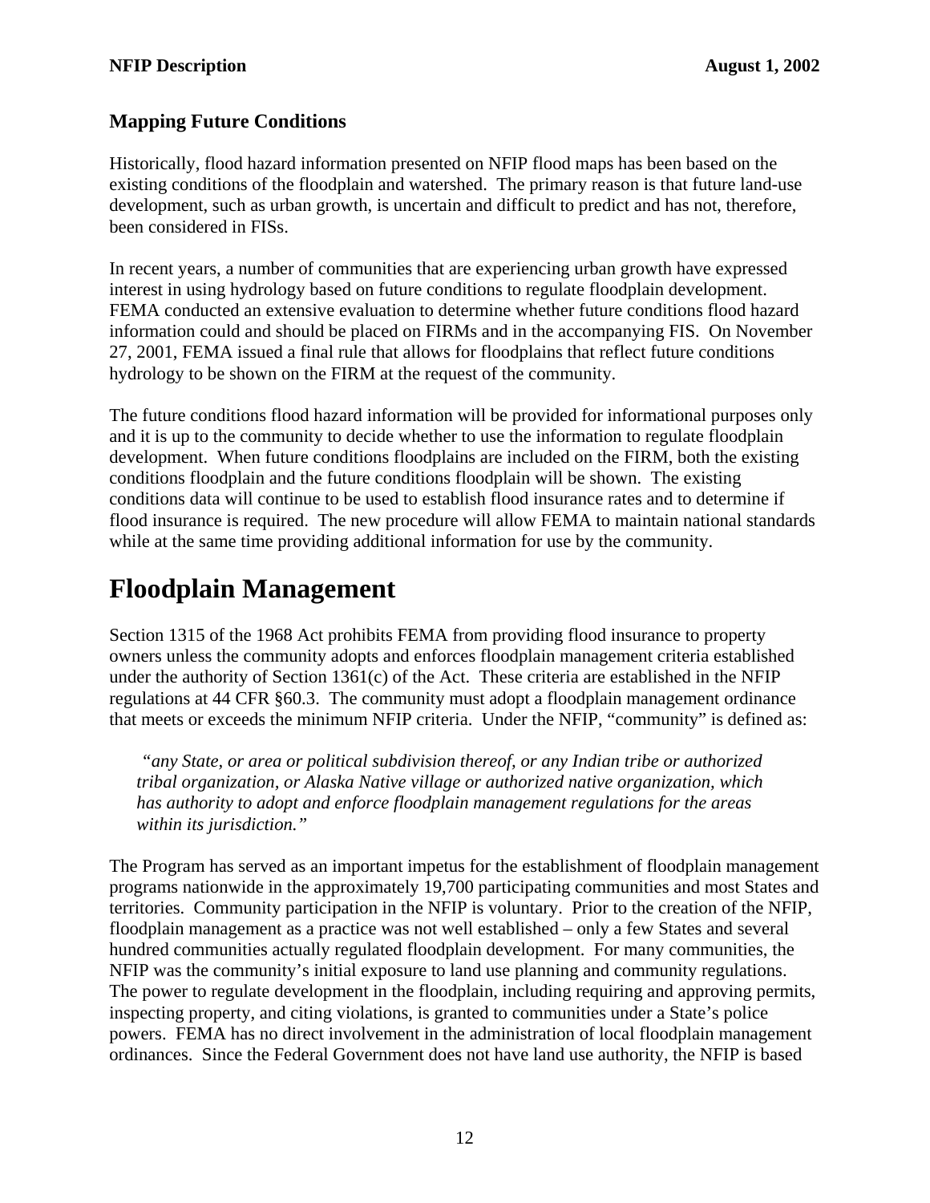### Mapping Future Conditions

Historically, flood hazard information presented on NFIP flood maps has been based on the existing conditions of the floodplain and watershed. The primary reason is that future land-use development, such as urban growth, is uncertain and difficult to predict and has not, therefore, been considered in FISs.

In recent years, a number of communities that are experiencing urban growth have expressed interest in using hydrology based on future conditions to regulate floodplain development. FEMA conducted an extensive evaluation to determine whether future conditions flood hazard information could and should be placed on FIRMs and in the accompanying FIS. On November 27, 2001, FEMA issued a final rule that allows for floodplains that reflect future conditions hydrology to be shown on the FIRM at the request of the community.

The future conditions flood hazard information will be provided for informational purposes only and it is up to the community to decide whether to use the information to regulate floodplain development. When future conditions floodplains are included on the FIRM, both the existing conditions floodplain and the future conditions floodplain will be shown. The existing conditions data will continue to be used to establish flood insurance rates and to determine if flood insurance is required. The new procedure will allow FEMA to maintain national standards while at the same time providing additional information for use by the community.

# Floodplain Management

Section 1315 of the 1968 Act prohibits FEMA from providing flood insurance to property owners unless the community adopts and enforces floodplain management criteria established under the authority of Section 1361(c) of the Act. These criteria are established in the NFIP regulations at 44 CFR §60.3. The community must adopt a floodplain management ordinance that meets or exceeds the minimum NFIP criteria. Under the NFIP, "community" is defined as:

> *"any State, or area or political subdivision thereof, or any Indian tribe or authorized tribal organization, or Alaska Native village or authorized native organization, which has authority to adopt and enforce floodplain management regulations for the areas within its jurisdiction."*

The Program has served as an important impetus for the establishment of floodplain management programs nationwide in the approximately 19,700 participating communities and most States and territories. Community participation in the NFIP is voluntary. Prior to the creation of the NFIP, floodplain management as a practice was not well established – only a few States and several hundred communities actually regulated floodplain development. For many communities, the NFIP was the community's initial exposure to land use planning and community regulations. The power to regulate development in the floodplain, including requiring and approving permits, inspecting property, and citing violations, is granted to communities under a State's police powers. FEMA has no direct involvement in the administration of local floodplain management ordinances. Since the Federal Government does not have land use authority, the NFIP is based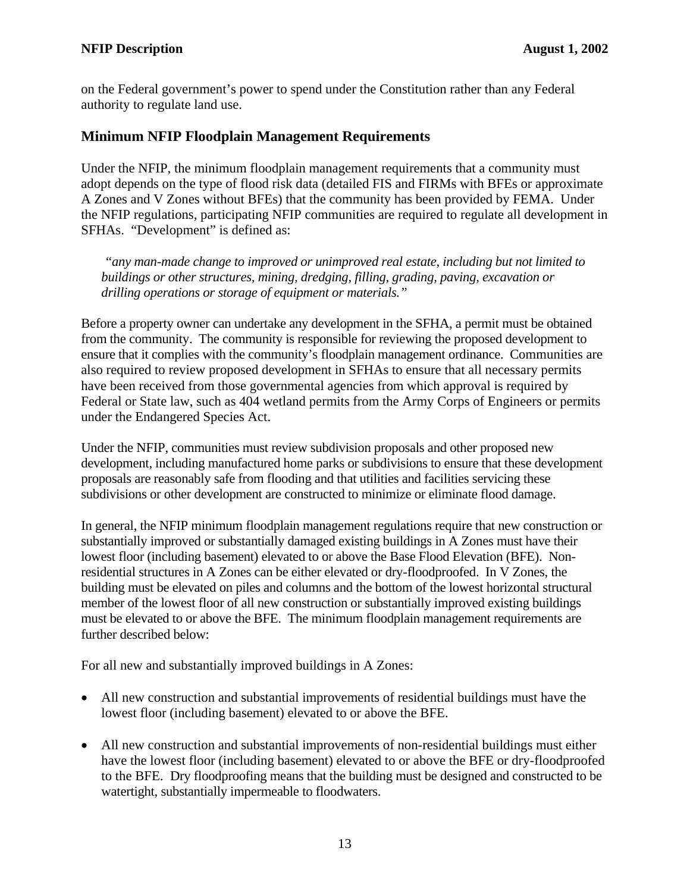on the Federal government's power to spend under the Constitution rather than any Federal authority to regulate land use.

## Minimum NFIP Floodplain Management Requirements

Under the NFIP, the minimum floodplain management requirements that a community must adopt depends on the type of flood risk data (detailed FIS and FIRMs with BFEs or approximate A Zones and V Zones without BFEs) that the community has been provided by FEMA. Under the NFIP regulations, participating NFIP communities are required to regulate all development in SFHAs. "Development" is defined as:

> *"any man-made change to improved or unimproved real estate, including but not limited to buildings or other structures, mining, dredging, filling, grading, paving, excavation or drilling operations or storage of equipment or materials."*

Before a property owner can undertake any development in the SFHA, a permit must be obtained from the community. The community is responsible for reviewing the proposed development to ensure that it complies with the community's floodplain management ordinance. Communities are also required to review proposed development in SFHAs to ensure that all necessary permits have been received from those governmental agencies from which approval is required by Federal or State law, such as 404 wetland permits from the Army Corps of Engineers or permits under the Endangered Species Act.

Under the NFIP, communities must review subdivision proposals and other proposed new development, including manufactured home parks or subdivisions to ensure that these development proposals are reasonably safe from flooding and that utilities and facilities servicing these subdivisions or other development are constructed to minimize or eliminate flood damage.

In general, the NFIP minimum floodplain management regulations require that new construction or substantially improved or substantially damaged existing buildings in A Zones must have their lowest floor (including basement) elevated to or above the Base Flood Elevation (BFE). Non-residential structures in A Zones can be either elevated or dry-floodproofed. In V Zones, the building must be elevated on piles and columns and the bottom of the lowest horizontal structural member of the lowest floor of all new construction or substantially improved existing buildings must be elevated to or above the BFE. The minimum floodplain management requirements are further described below:

For all new and substantially improved buildings in A Zones:

- All new construction and substantial improvements of residential buildings must have the lowest floor (including basement) elevated to or above the BFE.
- All new construction and substantial improvements of non-residential buildings must either have the lowest floor (including basement) elevated to or above the BFE or dry-floodproofed to the BFE. Dry floodproofing means that the building must be designed and constructed to be watertight, substantially impermeable to floodwaters.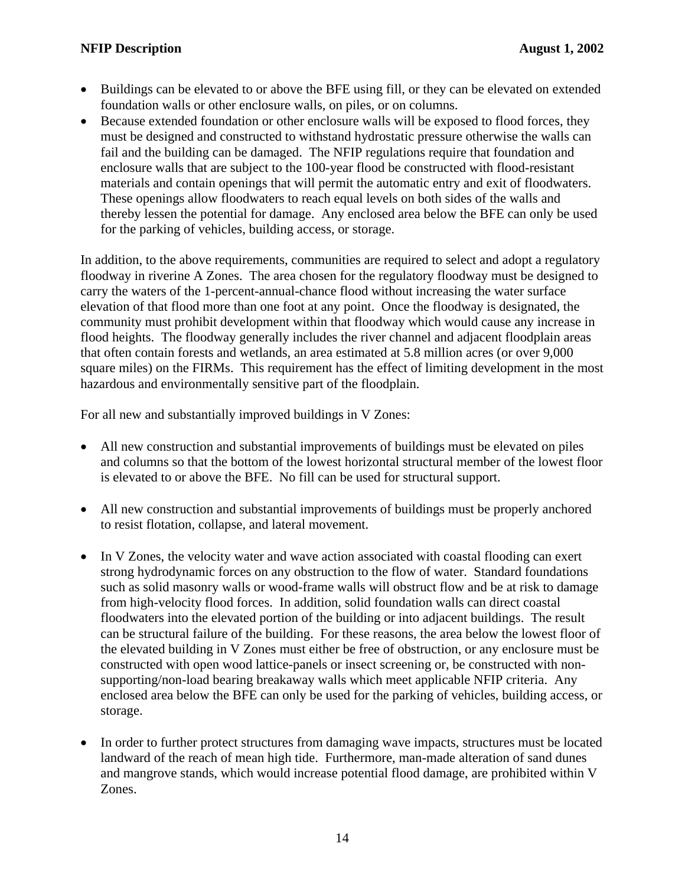- Buildings can be elevated to or above the BFE using fill, or they can be elevated on extended foundation walls or other enclosure walls, on piles, or on columns.
- Because extended foundation or other enclosure walls will be exposed to flood forces, they must be designed and constructed to withstand hydrostatic pressure otherwise the walls can fail and the building can be damaged. The NFIP regulations require that foundation and enclosure walls that are subject to the 100-year flood be constructed with flood-resistant materials and contain openings that will permit the automatic entry and exit of floodwaters. These openings allow floodwaters to reach equal levels on both sides of the walls and thereby lessen the potential for damage. Any enclosed area below the BFE can only be used for the parking of vehicles, building access, or storage.

In addition, to the above requirements, communities are required to select and adopt a regulatory floodway in riverine A Zones. The area chosen for the regulatory floodway must be designed to carry the waters of the 1-percent-annual-chance flood without increasing the water surface elevation of that flood more than one foot at any point. Once the floodway is designated, the community must prohibit development within that floodway which would cause any increase in flood heights. The floodway generally includes the river channel and adjacent floodplain areas that often contain forests and wetlands, an area estimated at 5.8 million acres (or over 9,000 square miles) on the FIRMs. This requirement has the effect of limiting development in the most hazardous and environmentally sensitive part of the floodplain.

For all new and substantially improved buildings in V Zones:

- All new construction and substantial improvements of buildings must be elevated on piles and columns so that the bottom of the lowest horizontal structural member of the lowest floor is elevated to or above the BFE. No fill can be used for structural support.

- All new construction and substantial improvements of buildings must be properly anchored to resist flotation, collapse, and lateral movement.

- In V Zones, the velocity water and wave action associated with coastal flooding can exert strong hydrodynamic forces on any obstruction to the flow of water. Standard foundations such as solid masonry walls or wood-frame walls will obstruct flow and be at risk to damage from high-velocity flood forces. In addition, solid foundation walls can direct coastal floodwaters into the elevated portion of the building or into adjacent buildings. The result can be structural failure of the building. For these reasons, the area below the lowest floor of the elevated building in V Zones must either be free of obstruction, or any enclosure must be constructed with open wood lattice-panels or insect screening or, be constructed with non-supporting/non-load bearing breakaway walls which meet applicable NFIP criteria. Any enclosed area below the BFE can only be used for the parking of vehicles, building access, or storage.

- In order to further protect structures from damaging wave impacts, structures must be located landward of the reach of mean high tide. Furthermore, man-made alteration of sand dunes and mangrove stands, which would increase potential flood damage, are prohibited within V Zones.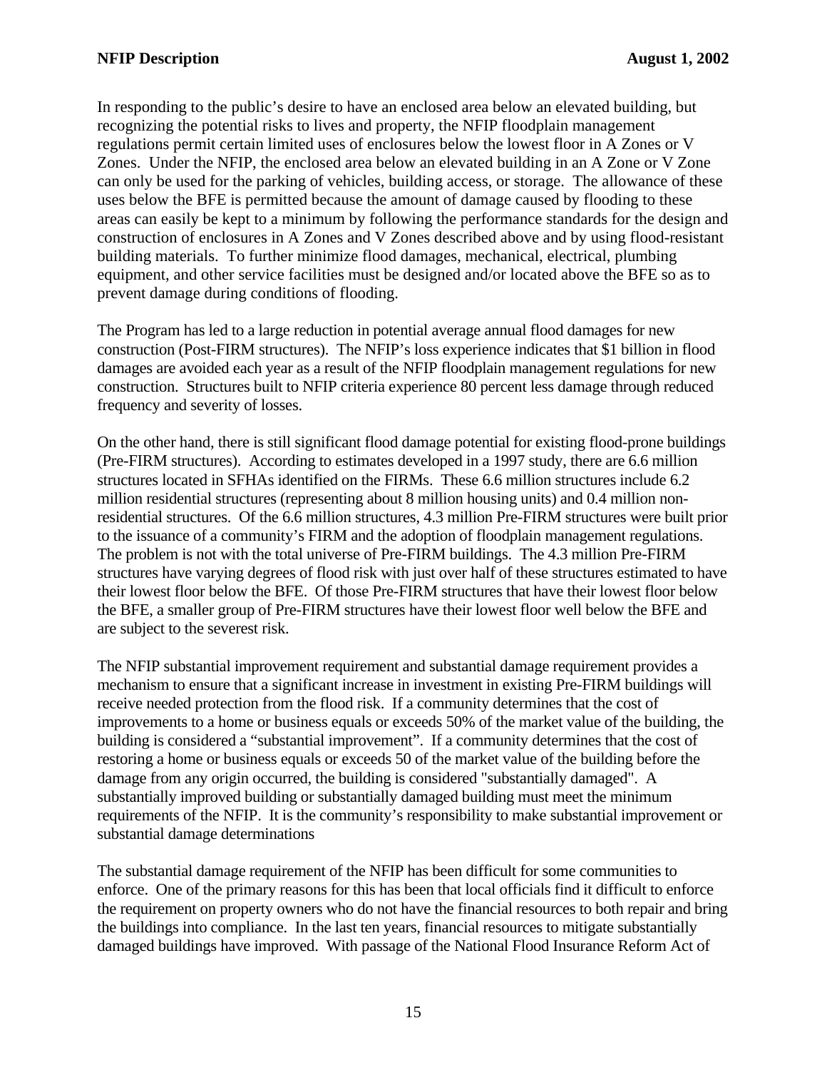In responding to the public's desire to have an enclosed area below an elevated building, but recognizing the potential risks to lives and property, the NFIP floodplain management regulations permit certain limited uses of enclosures below the lowest floor in A Zones or V Zones. Under the NFIP, the enclosed area below an elevated building in an A Zone or V Zone can only be used for the parking of vehicles, building access, or storage. The allowance of these uses below the BFE is permitted because the amount of damage caused by flooding to these areas can easily be kept to a minimum by following the performance standards for the design and construction of enclosures in A Zones and V Zones described above and by using flood-resistant building materials. To further minimize flood damages, mechanical, electrical, plumbing equipment, and other service facilities must be designed and/or located above the BFE so as to prevent damage during conditions of flooding.

The Program has led to a large reduction in potential average annual flood damages for new construction (Post-FIRM structures). The NFIP's loss experience indicates that $1 billion in flood damages are avoided each year as a result of the NFIP floodplain management regulations for new construction. Structures built to NFIP criteria experience 80 percent less damage through reduced frequency and severity of losses.

On the other hand, there is still significant flood damage potential for existing flood-prone buildings (Pre-FIRM structures). According to estimates developed in a 1997 study, there are 6.6 million structures located in SFHAs identified on the FIRMs. These 6.6 million structures include 6.2 million residential structures (representing about 8 million housing units) and 0.4 million non-residential structures. Of the 6.6 million structures, 4.3 million Pre-FIRM structures were built prior to the issuance of a community's FIRM and the adoption of floodplain management regulations. The problem is not with the total universe of Pre-FIRM buildings. The 4.3 million Pre-FIRM structures have varying degrees of flood risk with just over half of these structures estimated to have their lowest floor below the BFE. Of those Pre-FIRM structures that have their lowest floor below the BFE, a smaller group of Pre-FIRM structures have their lowest floor well below the BFE and are subject to the severest risk.

The NFIP substantial improvement requirement and substantial damage requirement provides a mechanism to ensure that a significant increase in investment in existing Pre-FIRM buildings will receive needed protection from the flood risk. If a community determines that the cost of improvements to a home or business equals or exceeds 50% of the market value of the building, the building is considered a "substantial improvement". If a community determines that the cost of restoring a home or business equals or exceeds 50 of the market value of the building before the damage from any origin occurred, the building is considered "substantially damaged". A substantially improved building or substantially damaged building must meet the minimum requirements of the NFIP. It is the community's responsibility to make substantial improvement or substantial damage determinations

The substantial damage requirement of the NFIP has been difficult for some communities to enforce. One of the primary reasons for this has been that local officials find it difficult to enforce the requirement on property owners who do not have the financial resources to both repair and bring the buildings into compliance. In the last ten years, financial resources to mitigate substantially damaged buildings have improved. With passage of the National Flood Insurance Reform Act of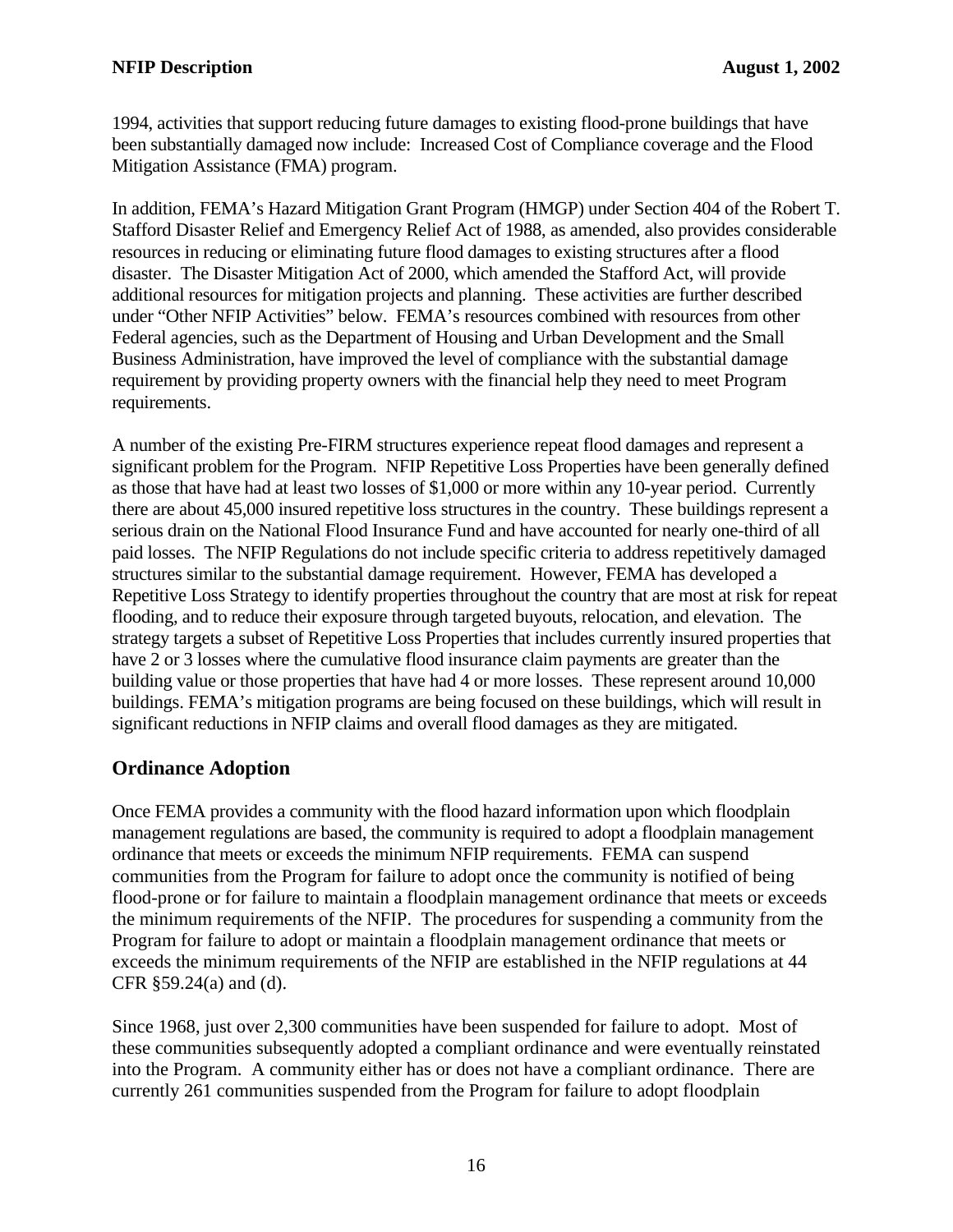1994, activities that support reducing future damages to existing flood-prone buildings that have been substantially damaged now include: Increased Cost of Compliance coverage and the Flood Mitigation Assistance (FMA) program.

In addition, FEMA's Hazard Mitigation Grant Program (HMGP) under Section 404 of the Robert T. Stafford Disaster Relief and Emergency Relief Act of 1988, as amended, also provides considerable resources in reducing or eliminating future flood damages to existing structures after a flood disaster. The Disaster Mitigation Act of 2000, which amended the Stafford Act, will provide additional resources for mitigation projects and planning. These activities are further described under "Other NFIP Activities" below. FEMA's resources combined with resources from other Federal agencies, such as the Department of Housing and Urban Development and the Small Business Administration, have improved the level of compliance with the substantial damage requirement by providing property owners with the financial help they need to meet Program requirements.

A number of the existing Pre-FIRM structures experience repeat flood damages and represent a significant problem for the Program. NFIP Repetitive Loss Properties have been generally defined as those that have had at least two losses of $1,000 or more within any 10-year period. Currently there are about 45,000 insured repetitive loss structures in the country. These buildings represent a serious drain on the National Flood Insurance Fund and have accounted for nearly one-third of all paid losses. The NFIP Regulations do not include specific criteria to address repetitively damaged structures similar to the substantial damage requirement. However, FEMA has developed a Repetitive Loss Strategy to identify properties throughout the country that are most at risk for repeat flooding, and to reduce their exposure through targeted buyouts, relocation, and elevation. The strategy targets a subset of Repetitive Loss Properties that includes currently insured properties that have 2 or 3 losses where the cumulative flood insurance claim payments are greater than the building value or those properties that have had 4 or more losses. These represent around 10,000 buildings. FEMA's mitigation programs are being focused on these buildings, which will result in significant reductions in NFIP claims and overall flood damages as they are mitigated.

## Ordinance Adoption

Once FEMA provides a community with the flood hazard information upon which floodplain management regulations are based, the community is required to adopt a floodplain management ordinance that meets or exceeds the minimum NFIP requirements. FEMA can suspend communities from the Program for failure to adopt once the community is notified of being flood-prone or for failure to maintain a floodplain management ordinance that meets or exceeds the minimum requirements of the NFIP. The procedures for suspending a community from the Program for failure to adopt or maintain a floodplain management ordinance that meets or exceeds the minimum requirements of the NFIP are established in the NFIP regulations at 44 CFR §59.24(a) and (d).

Since 1968, just over 2,300 communities have been suspended for failure to adopt. Most of these communities subsequently adopted a compliant ordinance and were eventually reinstated into the Program. A community either has or does not have a compliant ordinance. There are currently 261 communities suspended from the Program for failure to adopt floodplain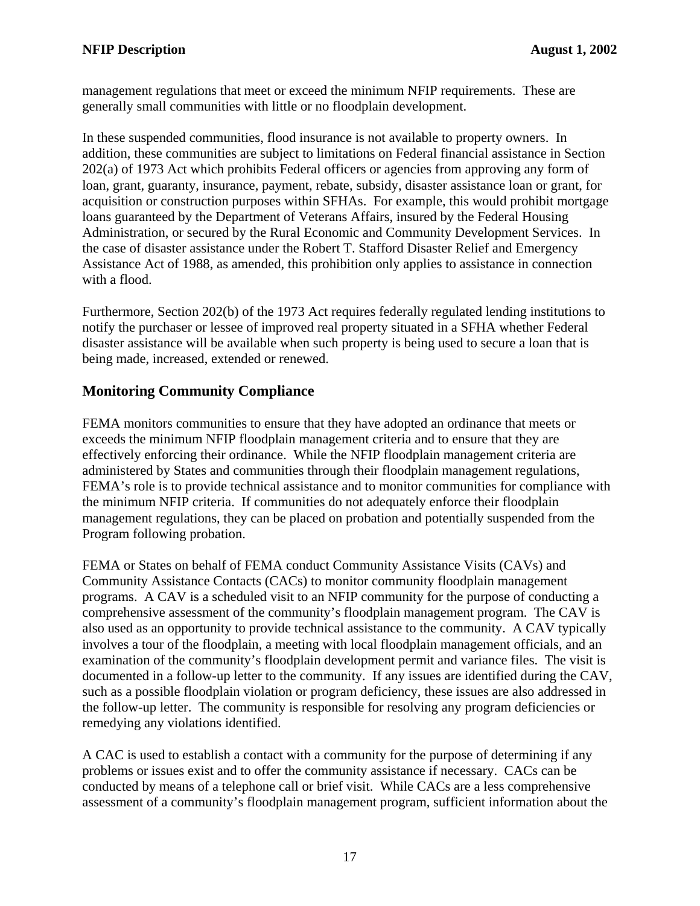management regulations that meet or exceed the minimum NFIP requirements. These are generally small communities with little or no floodplain development.

In these suspended communities, flood insurance is not available to property owners. In addition, these communities are subject to limitations on Federal financial assistance in Section 202(a) of 1973 Act which prohibits Federal officers or agencies from approving any form of loan, grant, guaranty, insurance, payment, rebate, subsidy, disaster assistance loan or grant, for acquisition or construction purposes within SFHAs. For example, this would prohibit mortgage loans guaranteed by the Department of Veterans Affairs, insured by the Federal Housing Administration, or secured by the Rural Economic and Community Development Services. In the case of disaster assistance under the Robert T. Stafford Disaster Relief and Emergency Assistance Act of 1988, as amended, this prohibition only applies to assistance in connection with a flood.

Furthermore, Section 202(b) of the 1973 Act requires federally regulated lending institutions to notify the purchaser or lessee of improved real property situated in a SFHA whether Federal disaster assistance will be available when such property is being used to secure a loan that is being made, increased, extended or renewed.

## Monitoring Community Compliance

FEMA monitors communities to ensure that they have adopted an ordinance that meets or exceeds the minimum NFIP floodplain management criteria and to ensure that they are effectively enforcing their ordinance. While the NFIP floodplain management criteria are administered by States and communities through their floodplain management regulations, FEMA's role is to provide technical assistance and to monitor communities for compliance with the minimum NFIP criteria. If communities do not adequately enforce their floodplain management regulations, they can be placed on probation and potentially suspended from the Program following probation.

FEMA or States on behalf of FEMA conduct Community Assistance Visits (CAVs) and Community Assistance Contacts (CACs) to monitor community floodplain management programs. A CAV is a scheduled visit to an NFIP community for the purpose of conducting a comprehensive assessment of the community's floodplain management program. The CAV is also used as an opportunity to provide technical assistance to the community. A CAV typically involves a tour of the floodplain, a meeting with local floodplain management officials, and an examination of the community's floodplain development permit and variance files. The visit is documented in a follow-up letter to the community. If any issues are identified during the CAV, such as a possible floodplain violation or program deficiency, these issues are also addressed in the follow-up letter. The community is responsible for resolving any program deficiencies or remedying any violations identified.

A CAC is used to establish a contact with a community for the purpose of determining if any problems or issues exist and to offer the community assistance if necessary. CACs can be conducted by means of a telephone call or brief visit. While CACs are a less comprehensive assessment of a community's floodplain management program, sufficient information about the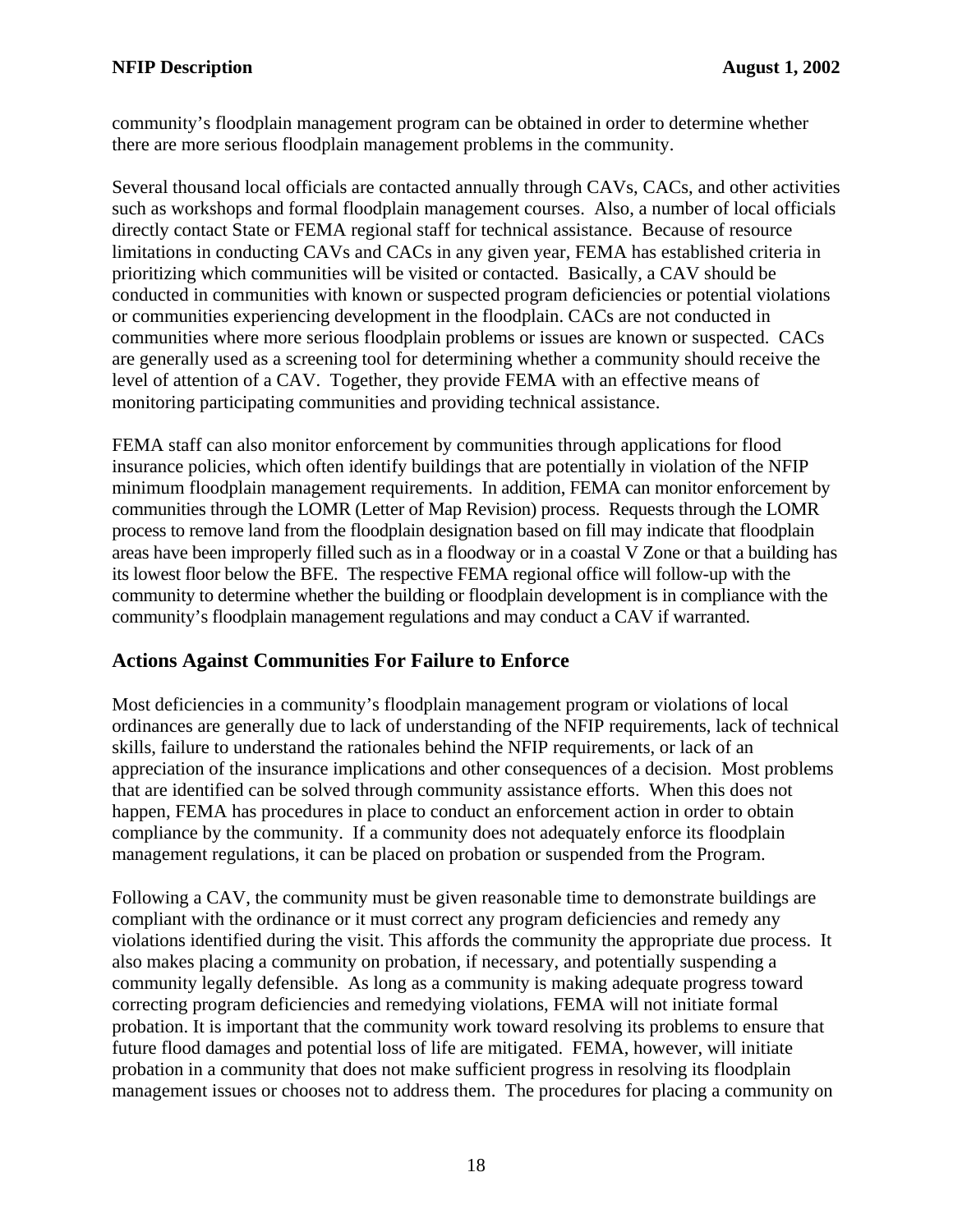community's floodplain management program can be obtained in order to determine whether there are more serious floodplain management problems in the community.

Several thousand local officials are contacted annually through CAVs, CACs, and other activities such as workshops and formal floodplain management courses. Also, a number of local officials directly contact State or FEMA regional staff for technical assistance. Because of resource limitations in conducting CAVs and CACs in any given year, FEMA has established criteria in prioritizing which communities will be visited or contacted. Basically, a CAV should be conducted in communities with known or suspected program deficiencies or potential violations or communities experiencing development in the floodplain. CACs are not conducted in communities where more serious floodplain problems or issues are known or suspected. CACs are generally used as a screening tool for determining whether a community should receive the level of attention of a CAV. Together, they provide FEMA with an effective means of monitoring participating communities and providing technical assistance.

FEMA staff can also monitor enforcement by communities through applications for flood insurance policies, which often identify buildings that are potentially in violation of the NFIP minimum floodplain management requirements. In addition, FEMA can monitor enforcement by communities through the LOMR (Letter of Map Revision) process. Requests through the LOMR process to remove land from the floodplain designation based on fill may indicate that floodplain areas have been improperly filled such as in a floodway or in a coastal V Zone or that a building has its lowest floor below the BFE. The respective FEMA regional office will follow-up with the community to determine whether the building or floodplain development is in compliance with the community's floodplain management regulations and may conduct a CAV if warranted.

## Actions Against Communities For Failure to Enforce

Most deficiencies in a community's floodplain management program or violations of local ordinances are generally due to lack of understanding of the NFIP requirements, lack of technical skills, failure to understand the rationales behind the NFIP requirements, or lack of an appreciation of the insurance implications and other consequences of a decision. Most problems that are identified can be solved through community assistance efforts. When this does not happen, FEMA has procedures in place to conduct an enforcement action in order to obtain compliance by the community. If a community does not adequately enforce its floodplain management regulations, it can be placed on probation or suspended from the Program.

Following a CAV, the community must be given reasonable time to demonstrate buildings are compliant with the ordinance or it must correct any program deficiencies and remedy any violations identified during the visit. This affords the community the appropriate due process. It also makes placing a community on probation, if necessary, and potentially suspending a community legally defensible. As long as a community is making adequate progress toward correcting program deficiencies and remedying violations, FEMA will not initiate formal probation. It is important that the community work toward resolving its problems to ensure that future flood damages and potential loss of life are mitigated. FEMA, however, will initiate probation in a community that does not make sufficient progress in resolving its floodplain management issues or chooses not to address them. The procedures for placing a community on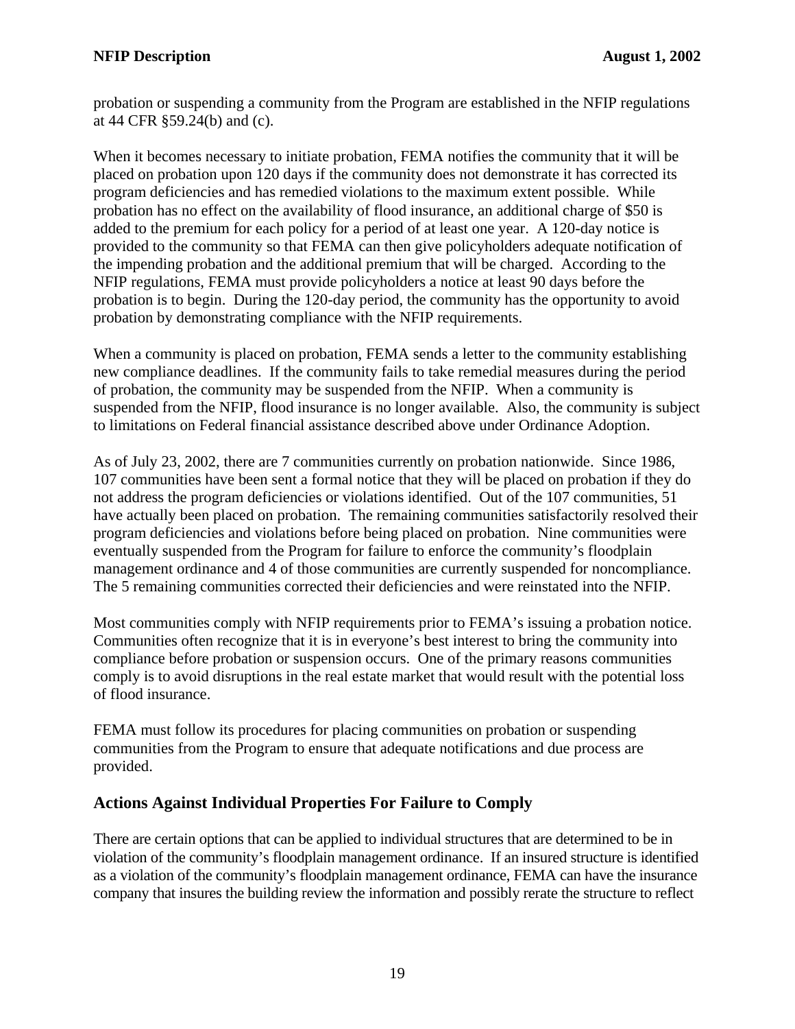probation or suspending a community from the Program are established in the NFIP regulations at 44 CFR §59.24(b) and (c).

When it becomes necessary to initiate probation, FEMA notifies the community that it will be placed on probation upon 120 days if the community does not demonstrate it has corrected its program deficiencies and has remedied violations to the maximum extent possible. While probation has no effect on the availability of flood insurance, an additional charge of $50 is added to the premium for each policy for a period of at least one year. A 120-day notice is provided to the community so that FEMA can then give policyholders adequate notification of the impending probation and the additional premium that will be charged. According to the NFIP regulations, FEMA must provide policyholders a notice at least 90 days before the probation is to begin. During the 120-day period, the community has the opportunity to avoid probation by demonstrating compliance with the NFIP requirements.

When a community is placed on probation, FEMA sends a letter to the community establishing new compliance deadlines. If the community fails to take remedial measures during the period of probation, the community may be suspended from the NFIP. When a community is suspended from the NFIP, flood insurance is no longer available. Also, the community is subject to limitations on Federal financial assistance described above under Ordinance Adoption.

As of July 23, 2002, there are 7 communities currently on probation nationwide. Since 1986, 107 communities have been sent a formal notice that they will be placed on probation if they do not address the program deficiencies or violations identified. Out of the 107 communities, 51 have actually been placed on probation. The remaining communities satisfactorily resolved their program deficiencies and violations before being placed on probation. Nine communities were eventually suspended from the Program for failure to enforce the community's floodplain management ordinance and 4 of those communities are currently suspended for noncompliance. The 5 remaining communities corrected their deficiencies and were reinstated into the NFIP.

Most communities comply with NFIP requirements prior to FEMA's issuing a probation notice. Communities often recognize that it is in everyone's best interest to bring the community into compliance before probation or suspension occurs. One of the primary reasons communities comply is to avoid disruptions in the real estate market that would result with the potential loss of flood insurance.

FEMA must follow its procedures for placing communities on probation or suspending communities from the Program to ensure that adequate notifications and due process are provided.

## Actions Against Individual Properties For Failure to Comply

There are certain options that can be applied to individual structures that are determined to be in violation of the community's floodplain management ordinance. If an insured structure is identified as a violation of the community's floodplain management ordinance, FEMA can have the insurance company that insures the building review the information and possibly rerate the structure to reflect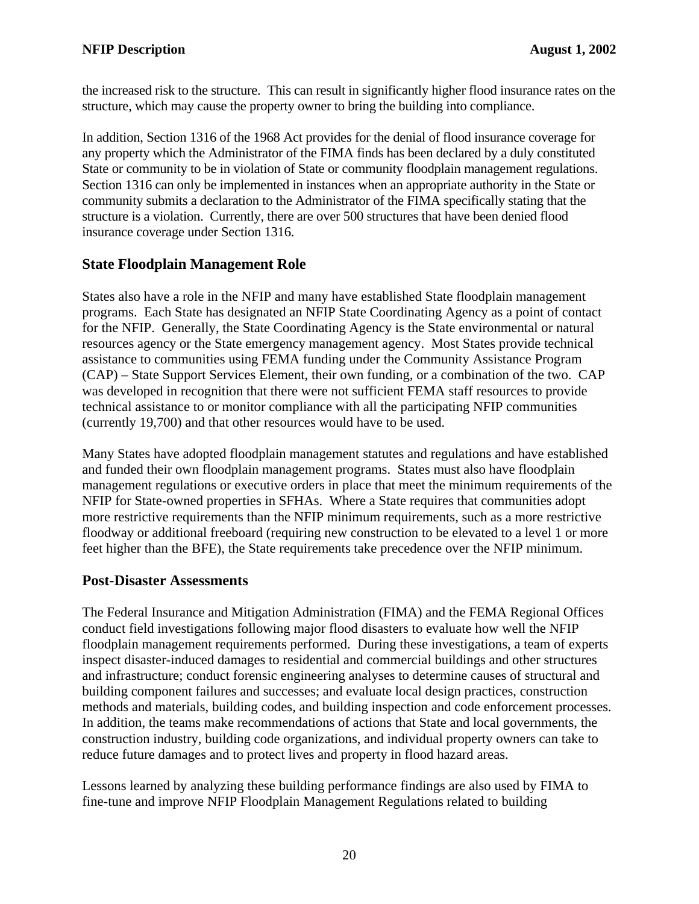the increased risk to the structure. This can result in significantly higher flood insurance rates on the structure, which may cause the property owner to bring the building into compliance.

In addition, Section 1316 of the 1968 Act provides for the denial of flood insurance coverage for any property which the Administrator of the FIMA finds has been declared by a duly constituted State or community to be in violation of State or community floodplain management regulations. Section 1316 can only be implemented in instances when an appropriate authority in the State or community submits a declaration to the Administrator of the FIMA specifically stating that the structure is a violation. Currently, there are over 500 structures that have been denied flood insurance coverage under Section 1316.

## State Floodplain Management Role

States also have a role in the NFIP and many have established State floodplain management programs. Each State has designated an NFIP State Coordinating Agency as a point of contact for the NFIP. Generally, the State Coordinating Agency is the State environmental or natural resources agency or the State emergency management agency. Most States provide technical assistance to communities using FEMA funding under the Community Assistance Program (CAP) – State Support Services Element, their own funding, or a combination of the two. CAP was developed in recognition that there were not sufficient FEMA staff resources to provide technical assistance to or monitor compliance with all the participating NFIP communities (currently 19,700) and that other resources would have to be used.

Many States have adopted floodplain management statutes and regulations and have established and funded their own floodplain management programs. States must also have floodplain management regulations or executive orders in place that meet the minimum requirements of the NFIP for State-owned properties in SFHAs. Where a State requires that communities adopt more restrictive requirements than the NFIP minimum requirements, such as a more restrictive floodway or additional freeboard (requiring new construction to be elevated to a level 1 or more feet higher than the BFE), the State requirements take precedence over the NFIP minimum.

## Post-Disaster Assessments

The Federal Insurance and Mitigation Administration (FIMA) and the FEMA Regional Offices conduct field investigations following major flood disasters to evaluate how well the NFIP floodplain management requirements performed. During these investigations, a team of experts inspect disaster-induced damages to residential and commercial buildings and other structures and infrastructure; conduct forensic engineering analyses to determine causes of structural and building component failures and successes; and evaluate local design practices, construction methods and materials, building codes, and building inspection and code enforcement processes. In addition, the teams make recommendations of actions that State and local governments, the construction industry, building code organizations, and individual property owners can take to reduce future damages and to protect lives and property in flood hazard areas.

Lessons learned by analyzing these building performance findings are also used by FIMA to fine-tune and improve NFIP Floodplain Management Regulations related to building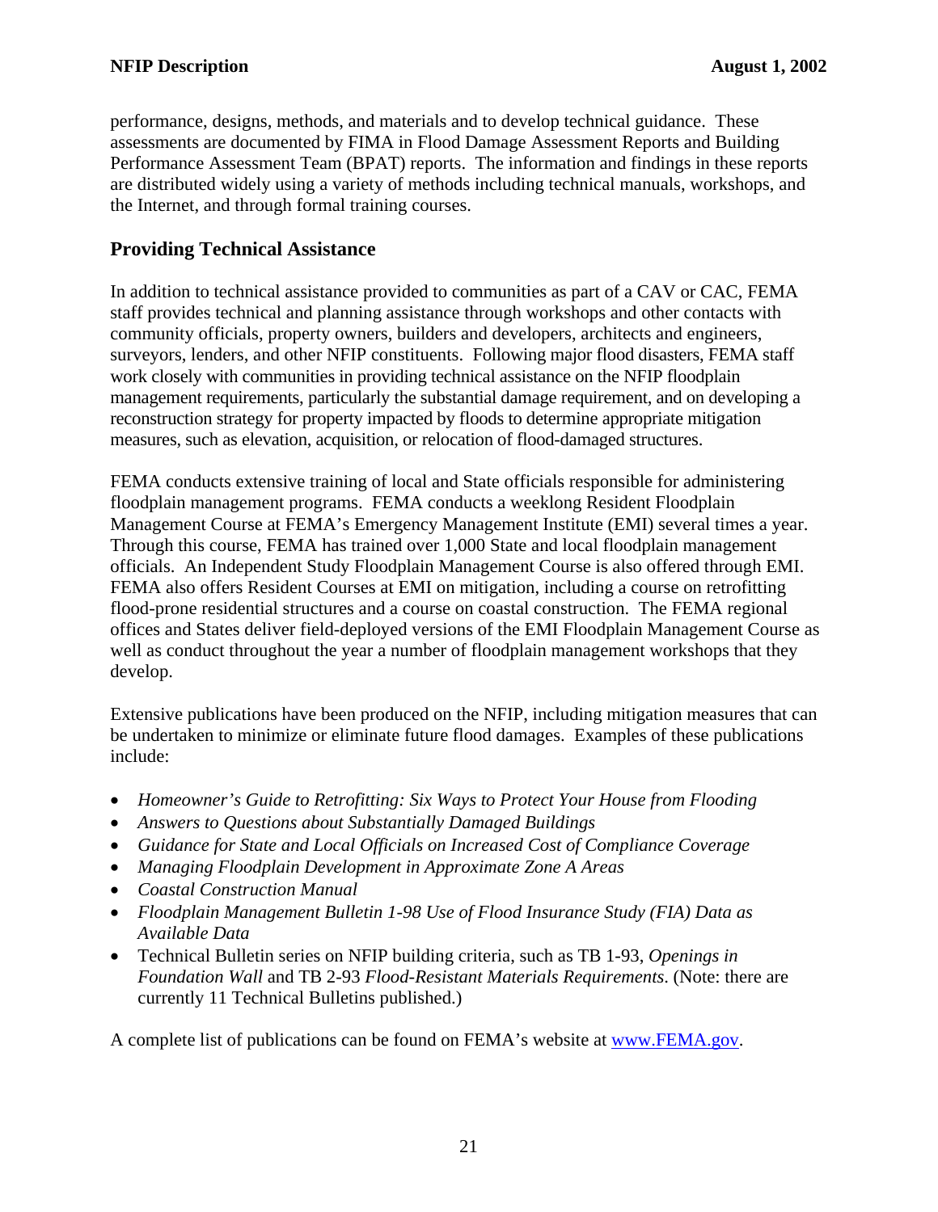performance, designs, methods, and materials and to develop technical guidance. These assessments are documented by FIMA in Flood Damage Assessment Reports and Building Performance Assessment Team (BPAT) reports. The information and findings in these reports are distributed widely using a variety of methods including technical manuals, workshops, and the Internet, and through formal training courses.

## Providing Technical Assistance

In addition to technical assistance provided to communities as part of a CAV or CAC, FEMA staff provides technical and planning assistance through workshops and other contacts with community officials, property owners, builders and developers, architects and engineers, surveyors, lenders, and other NFIP constituents. Following major flood disasters, FEMA staff work closely with communities in providing technical assistance on the NFIP floodplain management requirements, particularly the substantial damage requirement, and on developing a reconstruction strategy for property impacted by floods to determine appropriate mitigation measures, such as elevation, acquisition, or relocation of flood-damaged structures.

FEMA conducts extensive training of local and State officials responsible for administering floodplain management programs. FEMA conducts a weeklong Resident Floodplain Management Course at FEMA's Emergency Management Institute (EMI) several times a year. Through this course, FEMA has trained over 1,000 State and local floodplain management officials. An Independent Study Floodplain Management Course is also offered through EMI. FEMA also offers Resident Courses at EMI on mitigation, including a course on retrofitting flood-prone residential structures and a course on coastal construction. The FEMA regional offices and States deliver field-deployed versions of the EMI Floodplain Management Course as well as conduct throughout the year a number of floodplain management workshops that they develop.

Extensive publications have been produced on the NFIP, including mitigation measures that can be undertaken to minimize or eliminate future flood damages. Examples of these publications include:

- *Homeowner's Guide to Retrofitting: Six Ways to Protect Your House from Flooding*
- *Answers to Questions about Substantially Damaged Buildings*
- *Guidance for State and Local Officials on Increased Cost of Compliance Coverage*
- *Managing Floodplain Development in Approximate Zone A Areas*
- *Coastal Construction Manual*
- *Floodplain Management Bulletin 1-98 Use of Flood Insurance Study (FIA) Data as Available Data*
- Technical Bulletin series on NFIP building criteria, such as TB 1-93, *Openings in Foundation Wall* and TB 2-93 *Flood-Resistant Materials Requirements*. (Note: there are currently 11 Technical Bulletins published.)

A complete list of publications can be found on FEMA's website at www.FEMA.gov.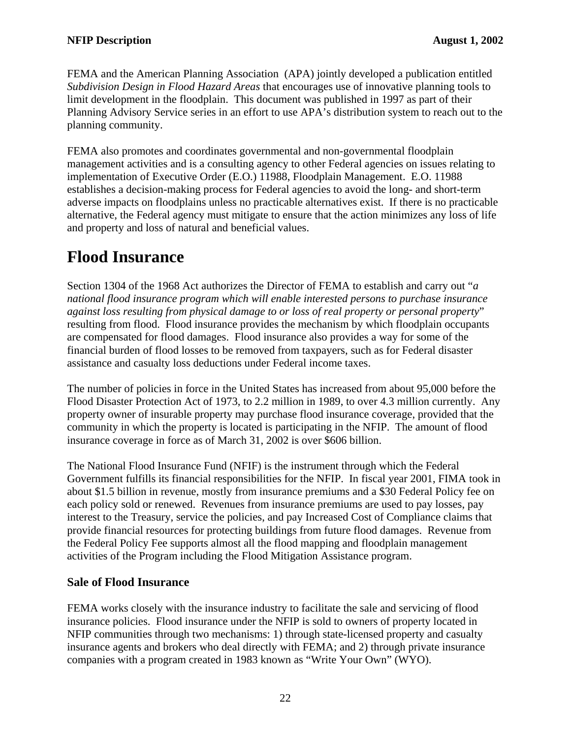FEMA and the American Planning Association  (APA) jointly developed a publication entitled *Subdivision Design in Flood Hazard Areas* that encourages use of innovative planning tools to limit development in the floodplain.  This document was published in 1997 as part of their Planning Advisory Service series in an effort to use APA's distribution system to reach out to the planning community.

FEMA also promotes and coordinates governmental and non-governmental floodplain management activities and is a consulting agency to other Federal agencies on issues relating to implementation of Executive Order (E.O.) 11988, Floodplain Management.  E.O. 11988 establishes a decision-making process for Federal agencies to avoid the long- and short-term adverse impacts on floodplains unless no practicable alternatives exist.  If there is no practicable alternative, the Federal agency must mitigate to ensure that the action minimizes any loss of life and property and loss of natural and beneficial values.

# Flood Insurance

Section 1304 of the 1968 Act authorizes the Director of FEMA to establish and carry out "*a national flood insurance program which will enable interested persons to purchase insurance against loss resulting from physical damage to or loss of real property or personal property*" resulting from flood.  Flood insurance provides the mechanism by which floodplain occupants are compensated for flood damages.  Flood insurance also provides a way for some of the financial burden of flood losses to be removed from taxpayers, such as for Federal disaster assistance and casualty loss deductions under Federal income taxes.

The number of policies in force in the United States has increased from about 95,000 before the Flood Disaster Protection Act of 1973, to 2.2 million in 1989, to over 4.3 million currently.  Any property owner of insurable property may purchase flood insurance coverage, provided that the community in which the property is located is participating in the NFIP.  The amount of flood insurance coverage in force as of March 31, 2002 is over $606 billion.

The National Flood Insurance Fund (NFIF) is the instrument through which the Federal Government fulfills its financial responsibilities for the NFIP.  In fiscal year 2001, FIMA took in about $1.5 billion in revenue, mostly from insurance premiums and a $30 Federal Policy fee on each policy sold or renewed.  Revenues from insurance premiums are used to pay losses, pay interest to the Treasury, service the policies, and pay Increased Cost of Compliance claims that provide financial resources for protecting buildings from future flood damages.  Revenue from the Federal Policy Fee supports almost all the flood mapping and floodplain management activities of the Program including the Flood Mitigation Assistance program.

### Sale of Flood Insurance

FEMA works closely with the insurance industry to facilitate the sale and servicing of flood insurance policies.  Flood insurance under the NFIP is sold to owners of property located in NFIP communities through two mechanisms: 1) through state-licensed property and casualty insurance agents and brokers who deal directly with FEMA; and 2) through private insurance companies with a program created in 1983 known as "Write Your Own" (WYO).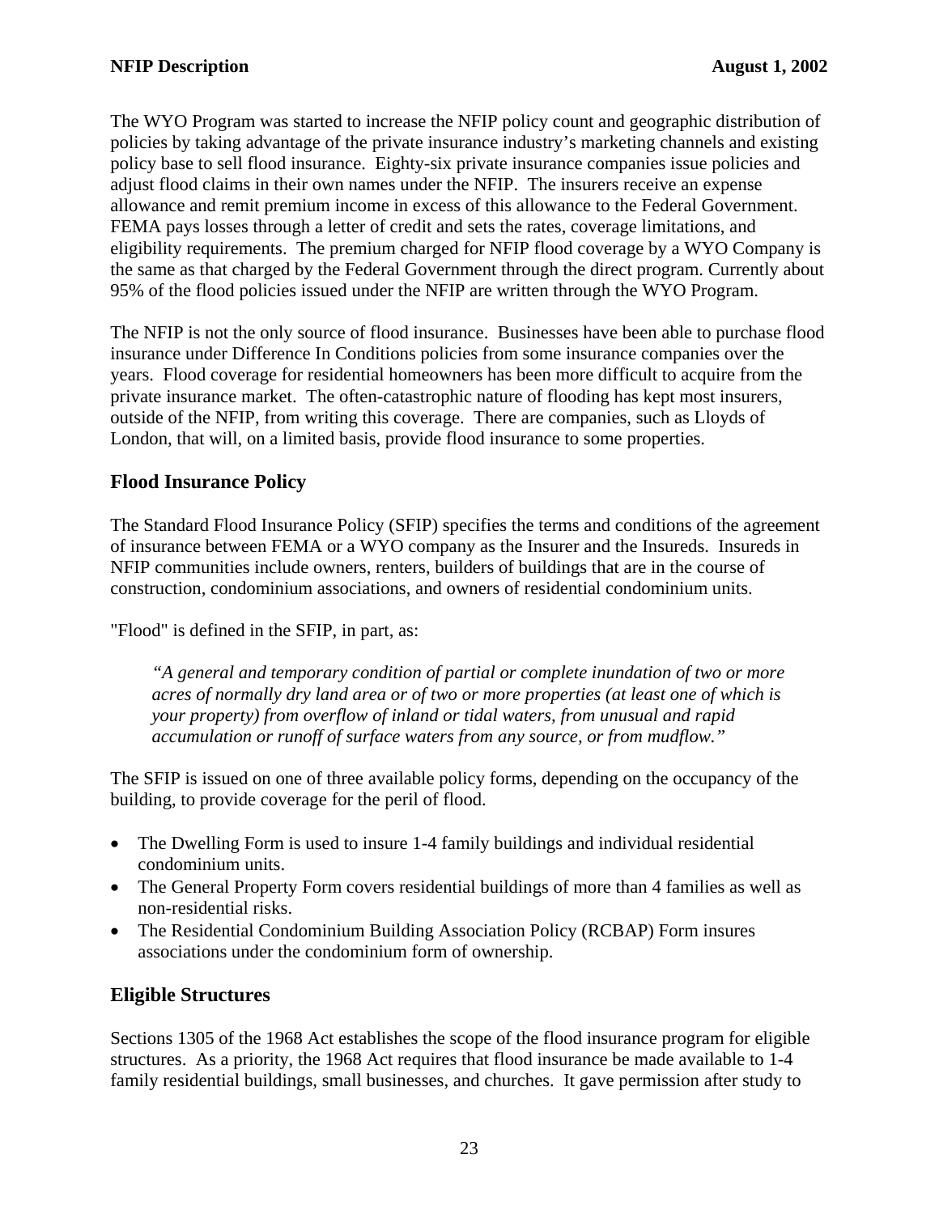The WYO Program was started to increase the NFIP policy count and geographic distribution of policies by taking advantage of the private insurance industry's marketing channels and existing policy base to sell flood insurance. Eighty-six private insurance companies issue policies and adjust flood claims in their own names under the NFIP. The insurers receive an expense allowance and remit premium income in excess of this allowance to the Federal Government. FEMA pays losses through a letter of credit and sets the rates, coverage limitations, and eligibility requirements. The premium charged for NFIP flood coverage by a WYO Company is the same as that charged by the Federal Government through the direct program. Currently about 95% of the flood policies issued under the NFIP are written through the WYO Program.

The NFIP is not the only source of flood insurance. Businesses have been able to purchase flood insurance under Difference In Conditions policies from some insurance companies over the years. Flood coverage for residential homeowners has been more difficult to acquire from the private insurance market. The often-catastrophic nature of flooding has kept most insurers, outside of the NFIP, from writing this coverage. There are companies, such as Lloyds of London, that will, on a limited basis, provide flood insurance to some properties.

## Flood Insurance Policy

The Standard Flood Insurance Policy (SFIP) specifies the terms and conditions of the agreement of insurance between FEMA or a WYO company as the Insurer and the Insureds. Insureds in NFIP communities include owners, renters, builders of buildings that are in the course of construction, condominium associations, and owners of residential condominium units.

"Flood" is defined in the SFIP, in part, as:

> *"A general and temporary condition of partial or complete inundation of two or more acres of normally dry land area or of two or more properties (at least one of which is your property) from overflow of inland or tidal waters, from unusual and rapid accumulation or runoff of surface waters from any source, or from mudflow."*

The SFIP is issued on one of three available policy forms, depending on the occupancy of the building, to provide coverage for the peril of flood.

- The Dwelling Form is used to insure 1-4 family buildings and individual residential condominium units.
- The General Property Form covers residential buildings of more than 4 families as well as non-residential risks.
- The Residential Condominium Building Association Policy (RCBAP) Form insures associations under the condominium form of ownership.

## Eligible Structures

Sections 1305 of the 1968 Act establishes the scope of the flood insurance program for eligible structures. As a priority, the 1968 Act requires that flood insurance be made available to 1-4 family residential buildings, small businesses, and churches. It gave permission after study to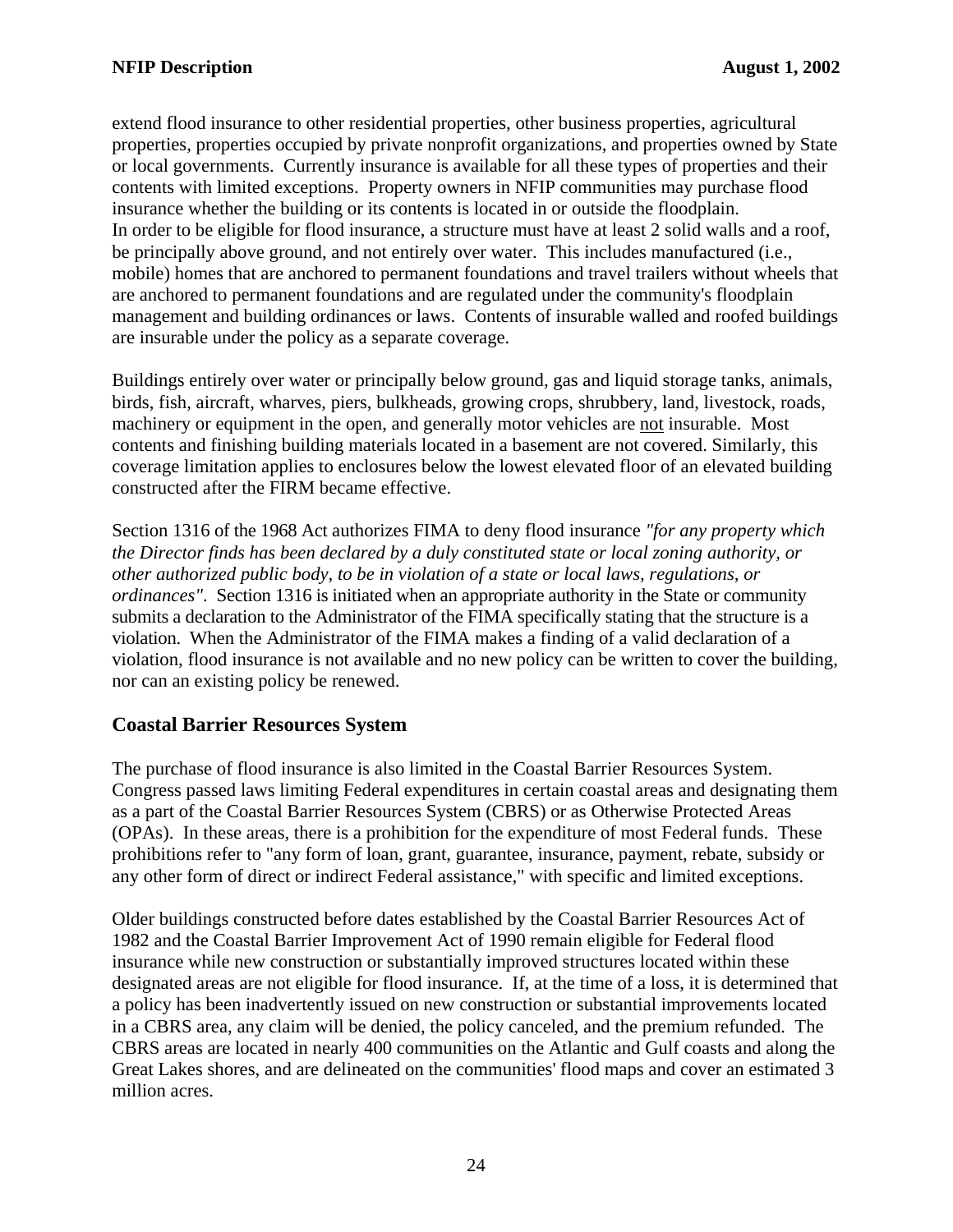extend flood insurance to other residential properties, other business properties, agricultural properties, properties occupied by private nonprofit organizations, and properties owned by State or local governments. Currently insurance is available for all these types of properties and their contents with limited exceptions. Property owners in NFIP communities may purchase flood insurance whether the building or its contents is located in or outside the floodplain.
In order to be eligible for flood insurance, a structure must have at least 2 solid walls and a roof, be principally above ground, and not entirely over water. This includes manufactured (i.e., mobile) homes that are anchored to permanent foundations and travel trailers without wheels that are anchored to permanent foundations and are regulated under the community's floodplain management and building ordinances or laws. Contents of insurable walled and roofed buildings are insurable under the policy as a separate coverage.

Buildings entirely over water or principally below ground, gas and liquid storage tanks, animals, birds, fish, aircraft, wharves, piers, bulkheads, growing crops, shrubbery, land, livestock, roads, machinery or equipment in the open, and generally motor vehicles are <u>not</u> insurable. Most contents and finishing building materials located in a basement are not covered. Similarly, this coverage limitation applies to enclosures below the lowest elevated floor of an elevated building constructed after the FIRM became effective.

Section 1316 of the 1968 Act authorizes FIMA to deny flood insurance *"for any property which the Director finds has been declared by a duly constituted state or local zoning authority, or other authorized public body, to be in violation of a state or local laws, regulations, or ordinances"*. Section 1316 is initiated when an appropriate authority in the State or community submits a declaration to the Administrator of the FIMA specifically stating that the structure is a violation. When the Administrator of the FIMA makes a finding of a valid declaration of a violation, flood insurance is not available and no new policy can be written to cover the building, nor can an existing policy be renewed.

## Coastal Barrier Resources System

The purchase of flood insurance is also limited in the Coastal Barrier Resources System. Congress passed laws limiting Federal expenditures in certain coastal areas and designating them as a part of the Coastal Barrier Resources System (CBRS) or as Otherwise Protected Areas (OPAs). In these areas, there is a prohibition for the expenditure of most Federal funds. These prohibitions refer to "any form of loan, grant, guarantee, insurance, payment, rebate, subsidy or any other form of direct or indirect Federal assistance," with specific and limited exceptions.

Older buildings constructed before dates established by the Coastal Barrier Resources Act of 1982 and the Coastal Barrier Improvement Act of 1990 remain eligible for Federal flood insurance while new construction or substantially improved structures located within these designated areas are not eligible for flood insurance. If, at the time of a loss, it is determined that a policy has been inadvertently issued on new construction or substantial improvements located in a CBRS area, any claim will be denied, the policy canceled, and the premium refunded. The CBRS areas are located in nearly 400 communities on the Atlantic and Gulf coasts and along the Great Lakes shores, and are delineated on the communities' flood maps and cover an estimated 3 million acres.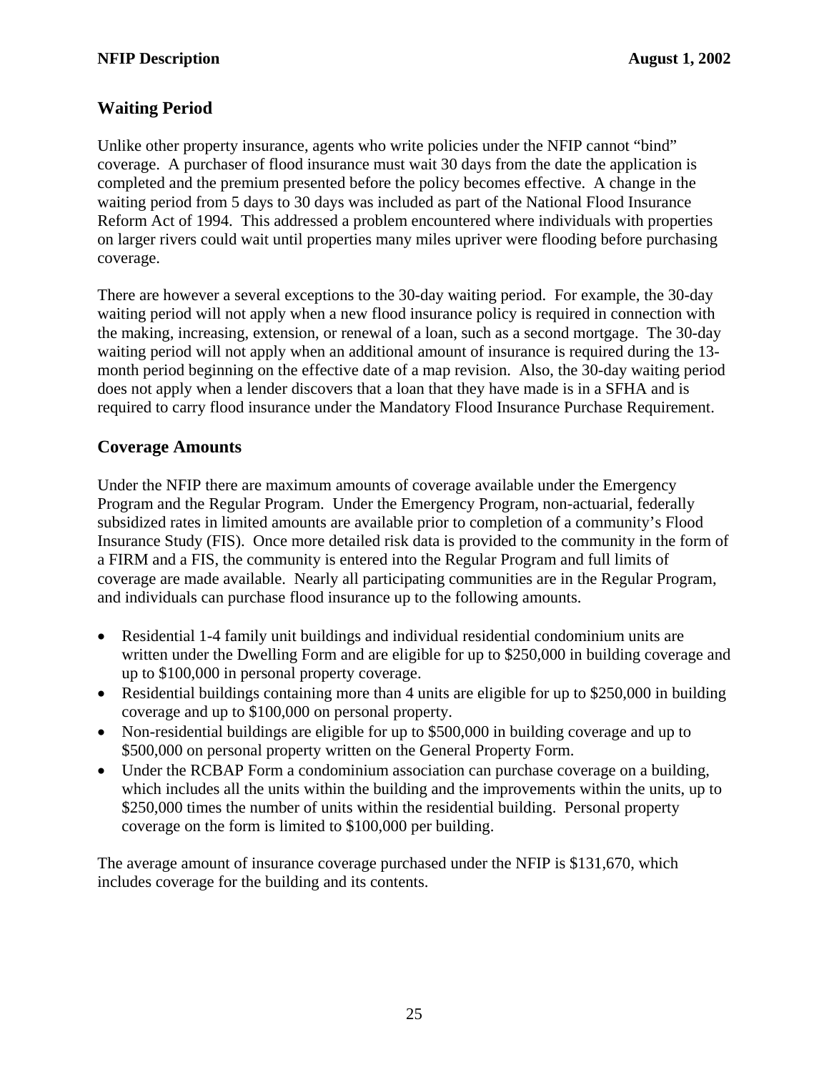## Waiting Period

Unlike other property insurance, agents who write policies under the NFIP cannot "bind" coverage. A purchaser of flood insurance must wait 30 days from the date the application is completed and the premium presented before the policy becomes effective. A change in the waiting period from 5 days to 30 days was included as part of the National Flood Insurance Reform Act of 1994. This addressed a problem encountered where individuals with properties on larger rivers could wait until properties many miles upriver were flooding before purchasing coverage.

There are however a several exceptions to the 30-day waiting period. For example, the 30-day waiting period will not apply when a new flood insurance policy is required in connection with the making, increasing, extension, or renewal of a loan, such as a second mortgage. The 30-day waiting period will not apply when an additional amount of insurance is required during the 13-month period beginning on the effective date of a map revision. Also, the 30-day waiting period does not apply when a lender discovers that a loan that they have made is in a SFHA and is required to carry flood insurance under the Mandatory Flood Insurance Purchase Requirement.

## Coverage Amounts

Under the NFIP there are maximum amounts of coverage available under the Emergency Program and the Regular Program. Under the Emergency Program, non-actuarial, federally subsidized rates in limited amounts are available prior to completion of a community's Flood Insurance Study (FIS). Once more detailed risk data is provided to the community in the form of a FIRM and a FIS, the community is entered into the Regular Program and full limits of coverage are made available. Nearly all participating communities are in the Regular Program, and individuals can purchase flood insurance up to the following amounts.

- Residential 1-4 family unit buildings and individual residential condominium units are written under the Dwelling Form and are eligible for up to $250,000 in building coverage and up to $100,000 in personal property coverage.
- Residential buildings containing more than 4 units are eligible for up to $250,000 in building coverage and up to $100,000 on personal property.
- Non-residential buildings are eligible for up to $500,000 in building coverage and up to $500,000 on personal property written on the General Property Form.
- Under the RCBAP Form a condominium association can purchase coverage on a building, which includes all the units within the building and the improvements within the units, up to $250,000 times the number of units within the residential building. Personal property coverage on the form is limited to $100,000 per building.

The average amount of insurance coverage purchased under the NFIP is $131,670, which includes coverage for the building and its contents.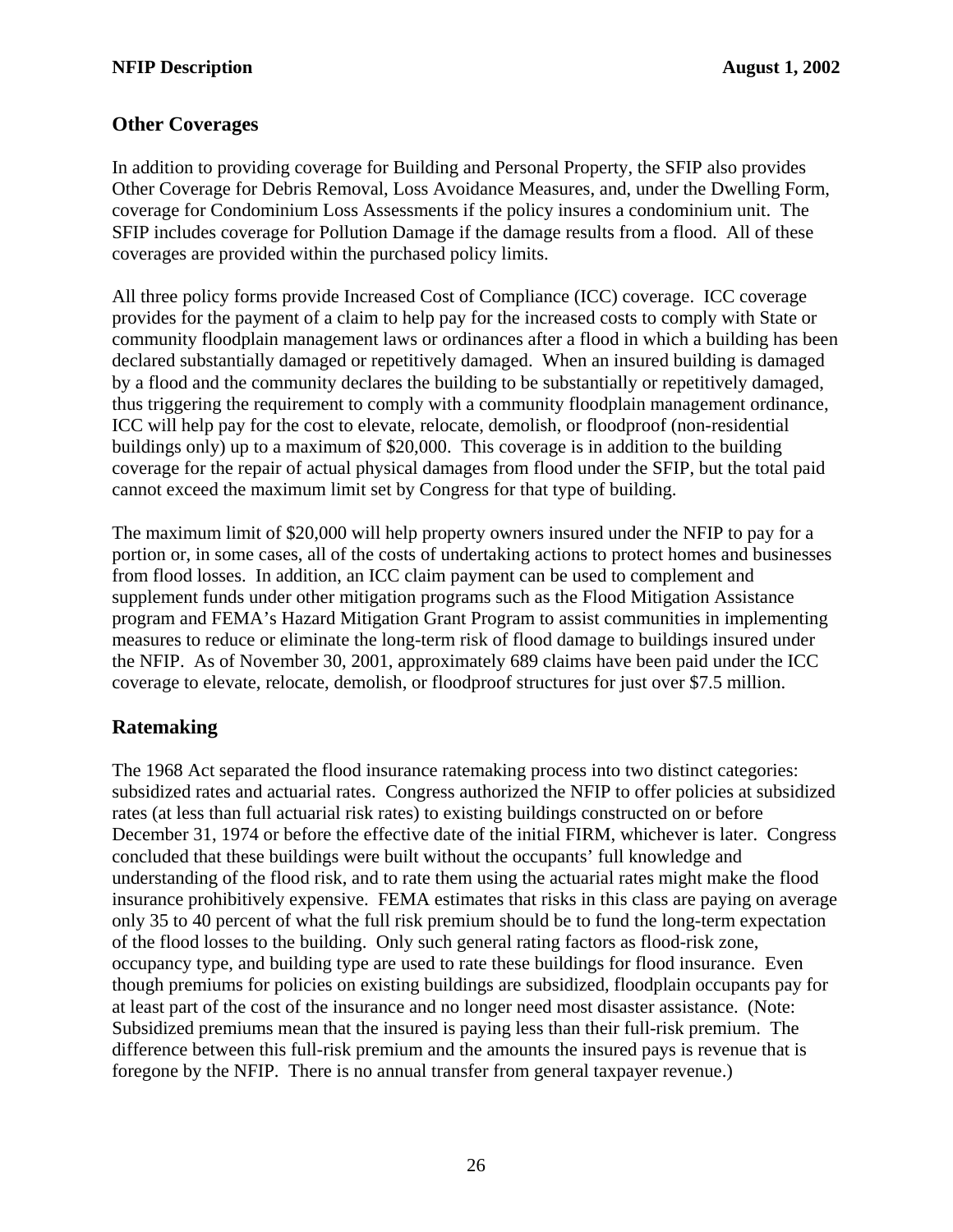## Other Coverages

In addition to providing coverage for Building and Personal Property, the SFIP also provides Other Coverage for Debris Removal, Loss Avoidance Measures, and, under the Dwelling Form, coverage for Condominium Loss Assessments if the policy insures a condominium unit. The SFIP includes coverage for Pollution Damage if the damage results from a flood. All of these coverages are provided within the purchased policy limits.

All three policy forms provide Increased Cost of Compliance (ICC) coverage. ICC coverage provides for the payment of a claim to help pay for the increased costs to comply with State or community floodplain management laws or ordinances after a flood in which a building has been declared substantially damaged or repetitively damaged. When an insured building is damaged by a flood and the community declares the building to be substantially or repetitively damaged, thus triggering the requirement to comply with a community floodplain management ordinance, ICC will help pay for the cost to elevate, relocate, demolish, or floodproof (non-residential buildings only) up to a maximum of $20,000. This coverage is in addition to the building coverage for the repair of actual physical damages from flood under the SFIP, but the total paid cannot exceed the maximum limit set by Congress for that type of building.

The maximum limit of $20,000 will help property owners insured under the NFIP to pay for a portion or, in some cases, all of the costs of undertaking actions to protect homes and businesses from flood losses. In addition, an ICC claim payment can be used to complement and supplement funds under other mitigation programs such as the Flood Mitigation Assistance program and FEMA's Hazard Mitigation Grant Program to assist communities in implementing measures to reduce or eliminate the long-term risk of flood damage to buildings insured under the NFIP. As of November 30, 2001, approximately 689 claims have been paid under the ICC coverage to elevate, relocate, demolish, or floodproof structures for just over $7.5 million.

## Ratemaking

The 1968 Act separated the flood insurance ratemaking process into two distinct categories: subsidized rates and actuarial rates. Congress authorized the NFIP to offer policies at subsidized rates (at less than full actuarial risk rates) to existing buildings constructed on or before December 31, 1974 or before the effective date of the initial FIRM, whichever is later. Congress concluded that these buildings were built without the occupants' full knowledge and understanding of the flood risk, and to rate them using the actuarial rates might make the flood insurance prohibitively expensive. FEMA estimates that risks in this class are paying on average only 35 to 40 percent of what the full risk premium should be to fund the long-term expectation of the flood losses to the building. Only such general rating factors as flood-risk zone, occupancy type, and building type are used to rate these buildings for flood insurance. Even though premiums for policies on existing buildings are subsidized, floodplain occupants pay for at least part of the cost of the insurance and no longer need most disaster assistance. (Note: Subsidized premiums mean that the insured is paying less than their full-risk premium. The difference between this full-risk premium and the amounts the insured pays is revenue that is foregone by the NFIP. There is no annual transfer from general taxpayer revenue.)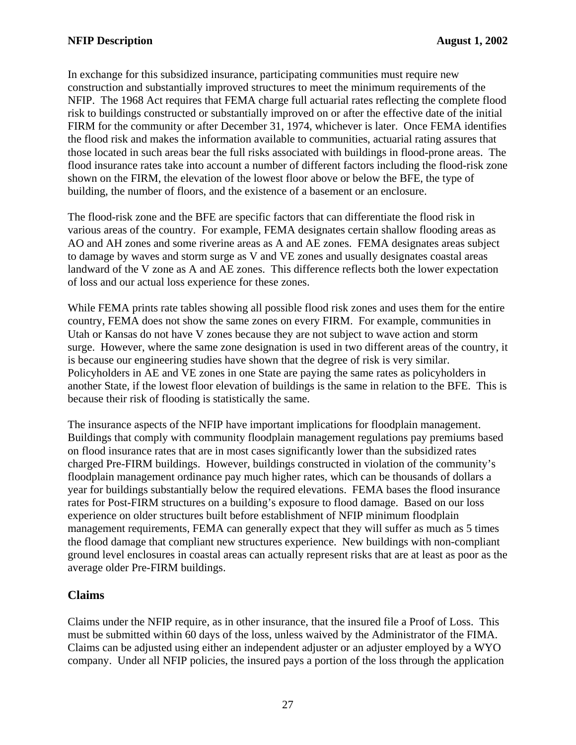In exchange for this subsidized insurance, participating communities must require new construction and substantially improved structures to meet the minimum requirements of the NFIP. The 1968 Act requires that FEMA charge full actuarial rates reflecting the complete flood risk to buildings constructed or substantially improved on or after the effective date of the initial FIRM for the community or after December 31, 1974, whichever is later. Once FEMA identifies the flood risk and makes the information available to communities, actuarial rating assures that those located in such areas bear the full risks associated with buildings in flood-prone areas. The flood insurance rates take into account a number of different factors including the flood-risk zone shown on the FIRM, the elevation of the lowest floor above or below the BFE, the type of building, the number of floors, and the existence of a basement or an enclosure.

The flood-risk zone and the BFE are specific factors that can differentiate the flood risk in various areas of the country. For example, FEMA designates certain shallow flooding areas as AO and AH zones and some riverine areas as A and AE zones. FEMA designates areas subject to damage by waves and storm surge as V and VE zones and usually designates coastal areas landward of the V zone as A and AE zones. This difference reflects both the lower expectation of loss and our actual loss experience for these zones.

While FEMA prints rate tables showing all possible flood risk zones and uses them for the entire country, FEMA does not show the same zones on every FIRM. For example, communities in Utah or Kansas do not have V zones because they are not subject to wave action and storm surge. However, where the same zone designation is used in two different areas of the country, it is because our engineering studies have shown that the degree of risk is very similar. Policyholders in AE and VE zones in one State are paying the same rates as policyholders in another State, if the lowest floor elevation of buildings is the same in relation to the BFE. This is because their risk of flooding is statistically the same.

The insurance aspects of the NFIP have important implications for floodplain management. Buildings that comply with community floodplain management regulations pay premiums based on flood insurance rates that are in most cases significantly lower than the subsidized rates charged Pre-FIRM buildings. However, buildings constructed in violation of the community's floodplain management ordinance pay much higher rates, which can be thousands of dollars a year for buildings substantially below the required elevations. FEMA bases the flood insurance rates for Post-FIRM structures on a building's exposure to flood damage. Based on our loss experience on older structures built before establishment of NFIP minimum floodplain management requirements, FEMA can generally expect that they will suffer as much as 5 times the flood damage that compliant new structures experience. New buildings with non-compliant ground level enclosures in coastal areas can actually represent risks that are at least as poor as the average older Pre-FIRM buildings.

## Claims

Claims under the NFIP require, as in other insurance, that the insured file a Proof of Loss. This must be submitted within 60 days of the loss, unless waived by the Administrator of the FIMA. Claims can be adjusted using either an independent adjuster or an adjuster employed by a WYO company. Under all NFIP policies, the insured pays a portion of the loss through the application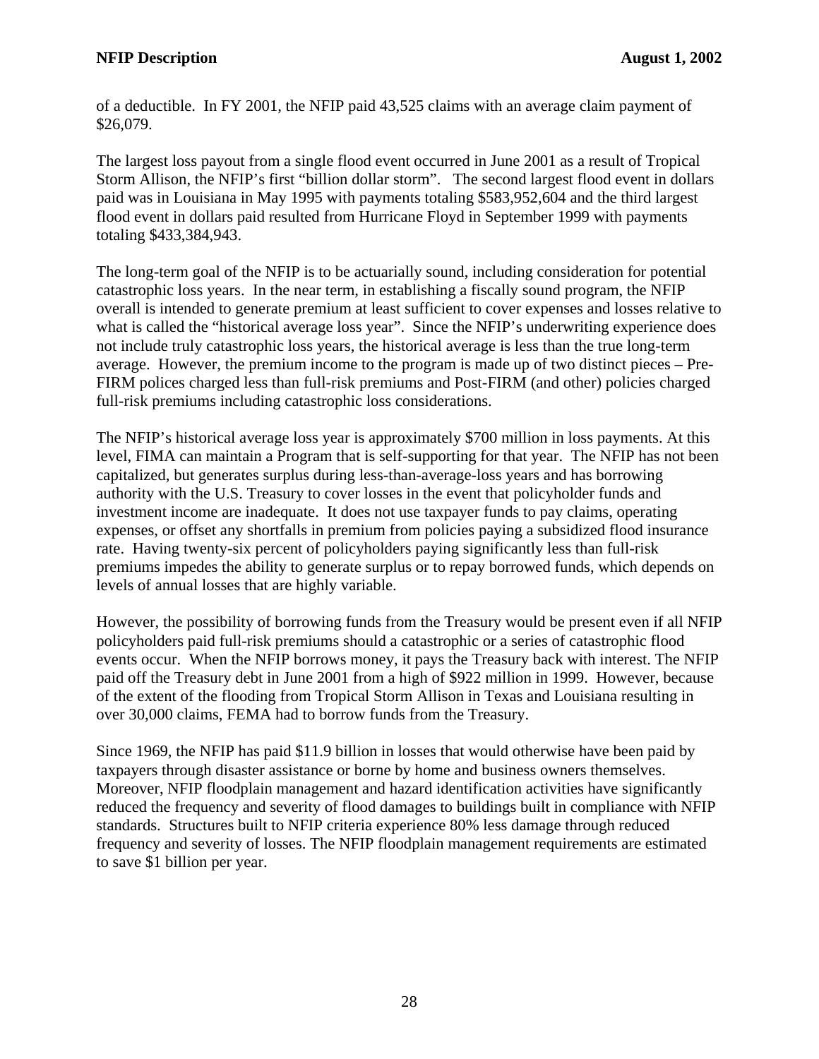of a deductible. In FY 2001, the NFIP paid 43,525 claims with an average claim payment of $26,079.

The largest loss payout from a single flood event occurred in June 2001 as a result of Tropical Storm Allison, the NFIP's first "billion dollar storm". The second largest flood event in dollars paid was in Louisiana in May 1995 with payments totaling $583,952,604 and the third largest flood event in dollars paid resulted from Hurricane Floyd in September 1999 with payments totaling $433,384,943.

The long-term goal of the NFIP is to be actuarially sound, including consideration for potential catastrophic loss years. In the near term, in establishing a fiscally sound program, the NFIP overall is intended to generate premium at least sufficient to cover expenses and losses relative to what is called the "historical average loss year". Since the NFIP's underwriting experience does not include truly catastrophic loss years, the historical average is less than the true long-term average. However, the premium income to the program is made up of two distinct pieces – Pre-FIRM polices charged less than full-risk premiums and Post-FIRM (and other) policies charged full-risk premiums including catastrophic loss considerations.

The NFIP's historical average loss year is approximately $700 million in loss payments. At this level, FIMA can maintain a Program that is self-supporting for that year. The NFIP has not been capitalized, but generates surplus during less-than-average-loss years and has borrowing authority with the U.S. Treasury to cover losses in the event that policyholder funds and investment income are inadequate. It does not use taxpayer funds to pay claims, operating expenses, or offset any shortfalls in premium from policies paying a subsidized flood insurance rate. Having twenty-six percent of policyholders paying significantly less than full-risk premiums impedes the ability to generate surplus or to repay borrowed funds, which depends on levels of annual losses that are highly variable.

However, the possibility of borrowing funds from the Treasury would be present even if all NFIP policyholders paid full-risk premiums should a catastrophic or a series of catastrophic flood events occur. When the NFIP borrows money, it pays the Treasury back with interest. The NFIP paid off the Treasury debt in June 2001 from a high of $922 million in 1999. However, because of the extent of the flooding from Tropical Storm Allison in Texas and Louisiana resulting in over 30,000 claims, FEMA had to borrow funds from the Treasury.

Since 1969, the NFIP has paid $11.9 billion in losses that would otherwise have been paid by taxpayers through disaster assistance or borne by home and business owners themselves. Moreover, NFIP floodplain management and hazard identification activities have significantly reduced the frequency and severity of flood damages to buildings built in compliance with NFIP standards. Structures built to NFIP criteria experience 80% less damage through reduced frequency and severity of losses. The NFIP floodplain management requirements are estimated to save $1 billion per year.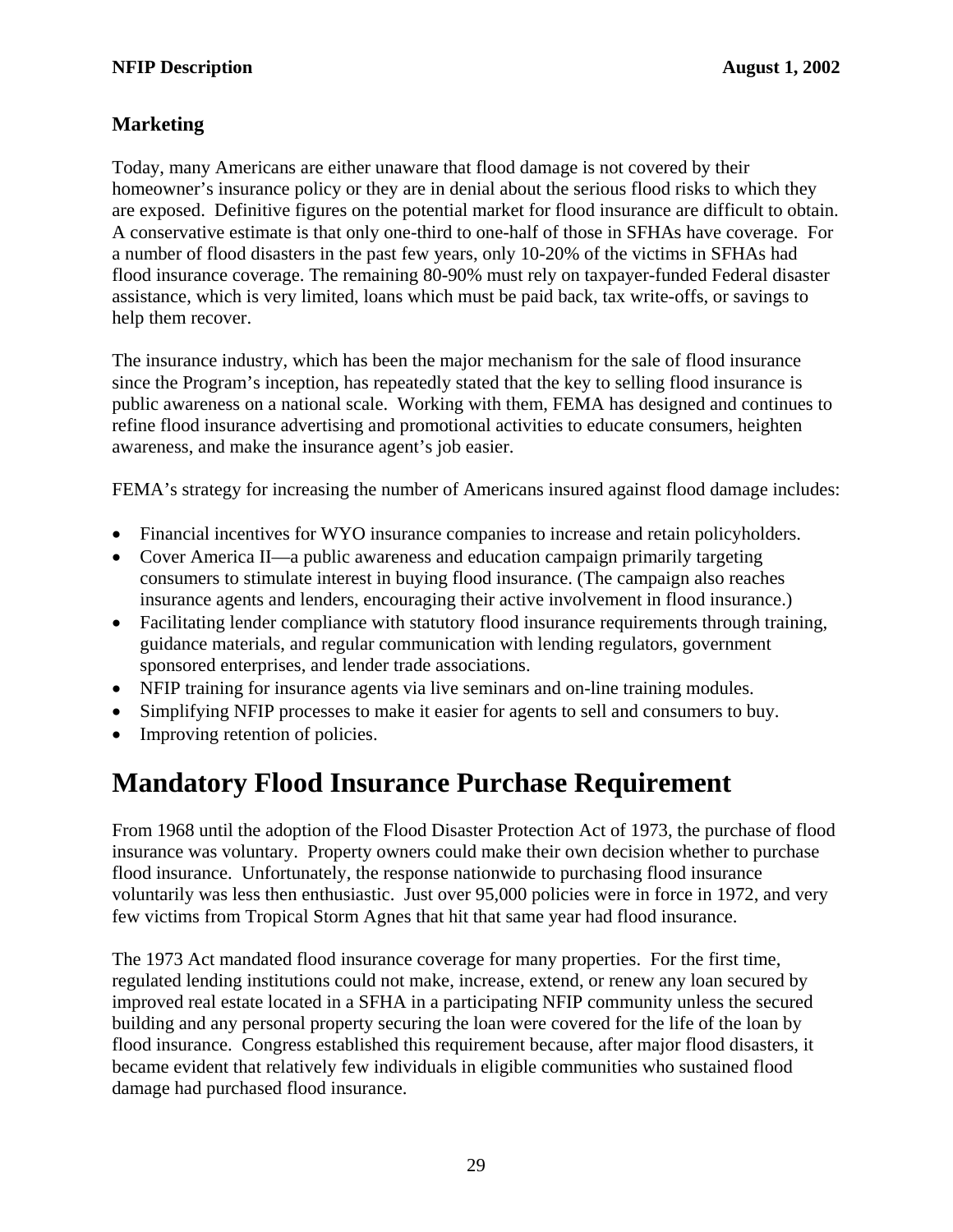### Marketing

Today, many Americans are either unaware that flood damage is not covered by their homeowner's insurance policy or they are in denial about the serious flood risks to which they are exposed. Definitive figures on the potential market for flood insurance are difficult to obtain. A conservative estimate is that only one-third to one-half of those in SFHAs have coverage. For a number of flood disasters in the past few years, only 10-20% of the victims in SFHAs had flood insurance coverage. The remaining 80-90% must rely on taxpayer-funded Federal disaster assistance, which is very limited, loans which must be paid back, tax write-offs, or savings to help them recover.

The insurance industry, which has been the major mechanism for the sale of flood insurance since the Program's inception, has repeatedly stated that the key to selling flood insurance is public awareness on a national scale. Working with them, FEMA has designed and continues to refine flood insurance advertising and promotional activities to educate consumers, heighten awareness, and make the insurance agent's job easier.

FEMA's strategy for increasing the number of Americans insured against flood damage includes:

- Financial incentives for WYO insurance companies to increase and retain policyholders.
- Cover America II—a public awareness and education campaign primarily targeting consumers to stimulate interest in buying flood insurance. (The campaign also reaches insurance agents and lenders, encouraging their active involvement in flood insurance.)
- Facilitating lender compliance with statutory flood insurance requirements through training, guidance materials, and regular communication with lending regulators, government sponsored enterprises, and lender trade associations.
- NFIP training for insurance agents via live seminars and on-line training modules.
- Simplifying NFIP processes to make it easier for agents to sell and consumers to buy.
- Improving retention of policies.

# Mandatory Flood Insurance Purchase Requirement

From 1968 until the adoption of the Flood Disaster Protection Act of 1973, the purchase of flood insurance was voluntary. Property owners could make their own decision whether to purchase flood insurance. Unfortunately, the response nationwide to purchasing flood insurance voluntarily was less then enthusiastic. Just over 95,000 policies were in force in 1972, and very few victims from Tropical Storm Agnes that hit that same year had flood insurance.

The 1973 Act mandated flood insurance coverage for many properties. For the first time, regulated lending institutions could not make, increase, extend, or renew any loan secured by improved real estate located in a SFHA in a participating NFIP community unless the secured building and any personal property securing the loan were covered for the life of the loan by flood insurance. Congress established this requirement because, after major flood disasters, it became evident that relatively few individuals in eligible communities who sustained flood damage had purchased flood insurance.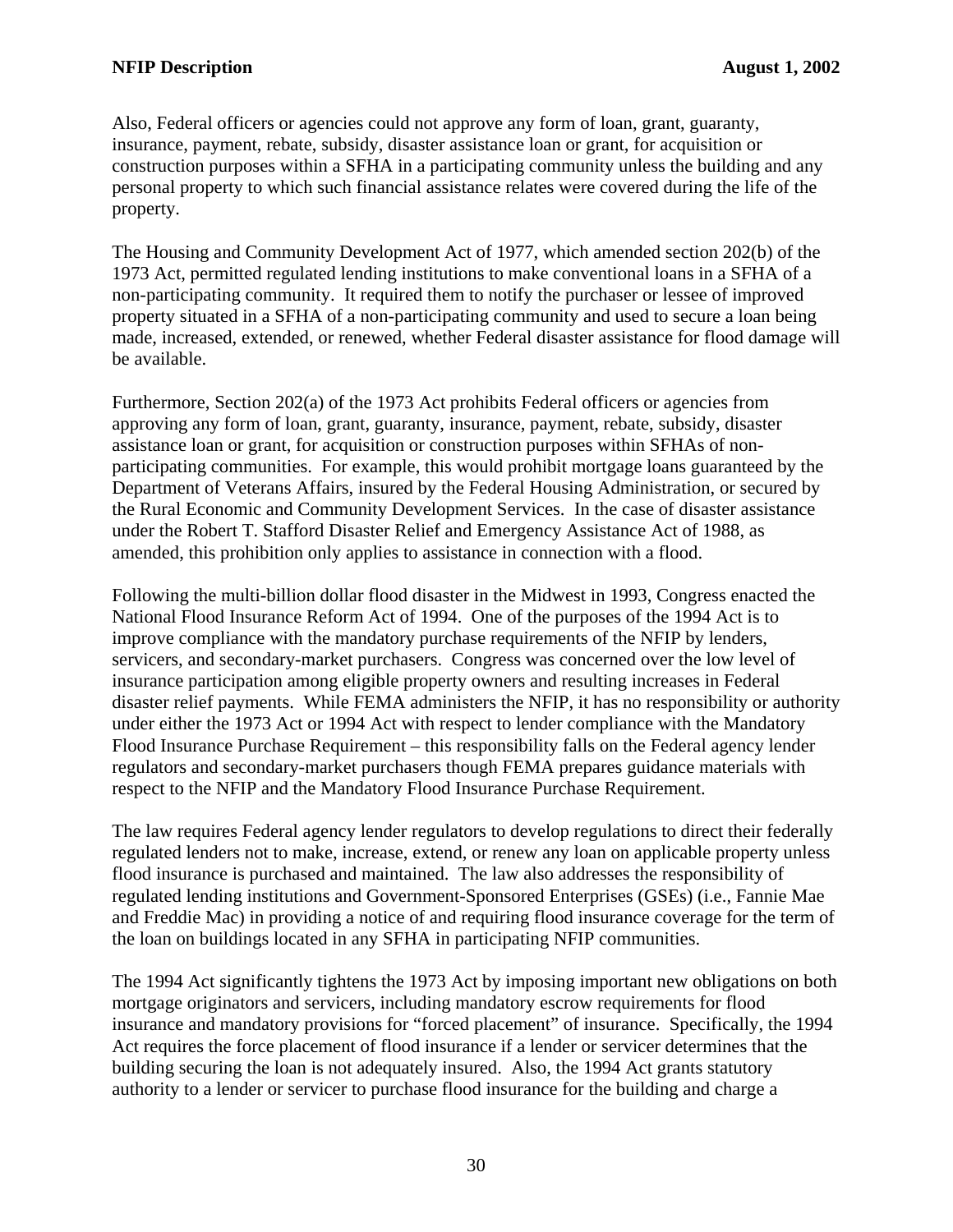Also, Federal officers or agencies could not approve any form of loan, grant, guaranty, insurance, payment, rebate, subsidy, disaster assistance loan or grant, for acquisition or construction purposes within a SFHA in a participating community unless the building and any personal property to which such financial assistance relates were covered during the life of the property.

The Housing and Community Development Act of 1977, which amended section 202(b) of the 1973 Act, permitted regulated lending institutions to make conventional loans in a SFHA of a non-participating community. It required them to notify the purchaser or lessee of improved property situated in a SFHA of a non-participating community and used to secure a loan being made, increased, extended, or renewed, whether Federal disaster assistance for flood damage will be available.

Furthermore, Section 202(a) of the 1973 Act prohibits Federal officers or agencies from approving any form of loan, grant, guaranty, insurance, payment, rebate, subsidy, disaster assistance loan or grant, for acquisition or construction purposes within SFHAs of non-participating communities. For example, this would prohibit mortgage loans guaranteed by the Department of Veterans Affairs, insured by the Federal Housing Administration, or secured by the Rural Economic and Community Development Services. In the case of disaster assistance under the Robert T. Stafford Disaster Relief and Emergency Assistance Act of 1988, as amended, this prohibition only applies to assistance in connection with a flood.

Following the multi-billion dollar flood disaster in the Midwest in 1993, Congress enacted the National Flood Insurance Reform Act of 1994. One of the purposes of the 1994 Act is to improve compliance with the mandatory purchase requirements of the NFIP by lenders, servicers, and secondary-market purchasers. Congress was concerned over the low level of insurance participation among eligible property owners and resulting increases in Federal disaster relief payments. While FEMA administers the NFIP, it has no responsibility or authority under either the 1973 Act or 1994 Act with respect to lender compliance with the Mandatory Flood Insurance Purchase Requirement – this responsibility falls on the Federal agency lender regulators and secondary-market purchasers though FEMA prepares guidance materials with respect to the NFIP and the Mandatory Flood Insurance Purchase Requirement.

The law requires Federal agency lender regulators to develop regulations to direct their federally regulated lenders not to make, increase, extend, or renew any loan on applicable property unless flood insurance is purchased and maintained. The law also addresses the responsibility of regulated lending institutions and Government-Sponsored Enterprises (GSEs) (i.e., Fannie Mae and Freddie Mac) in providing a notice of and requiring flood insurance coverage for the term of the loan on buildings located in any SFHA in participating NFIP communities.

The 1994 Act significantly tightens the 1973 Act by imposing important new obligations on both mortgage originators and servicers, including mandatory escrow requirements for flood insurance and mandatory provisions for "forced placement" of insurance. Specifically, the 1994 Act requires the force placement of flood insurance if a lender or servicer determines that the building securing the loan is not adequately insured. Also, the 1994 Act grants statutory authority to a lender or servicer to purchase flood insurance for the building and charge a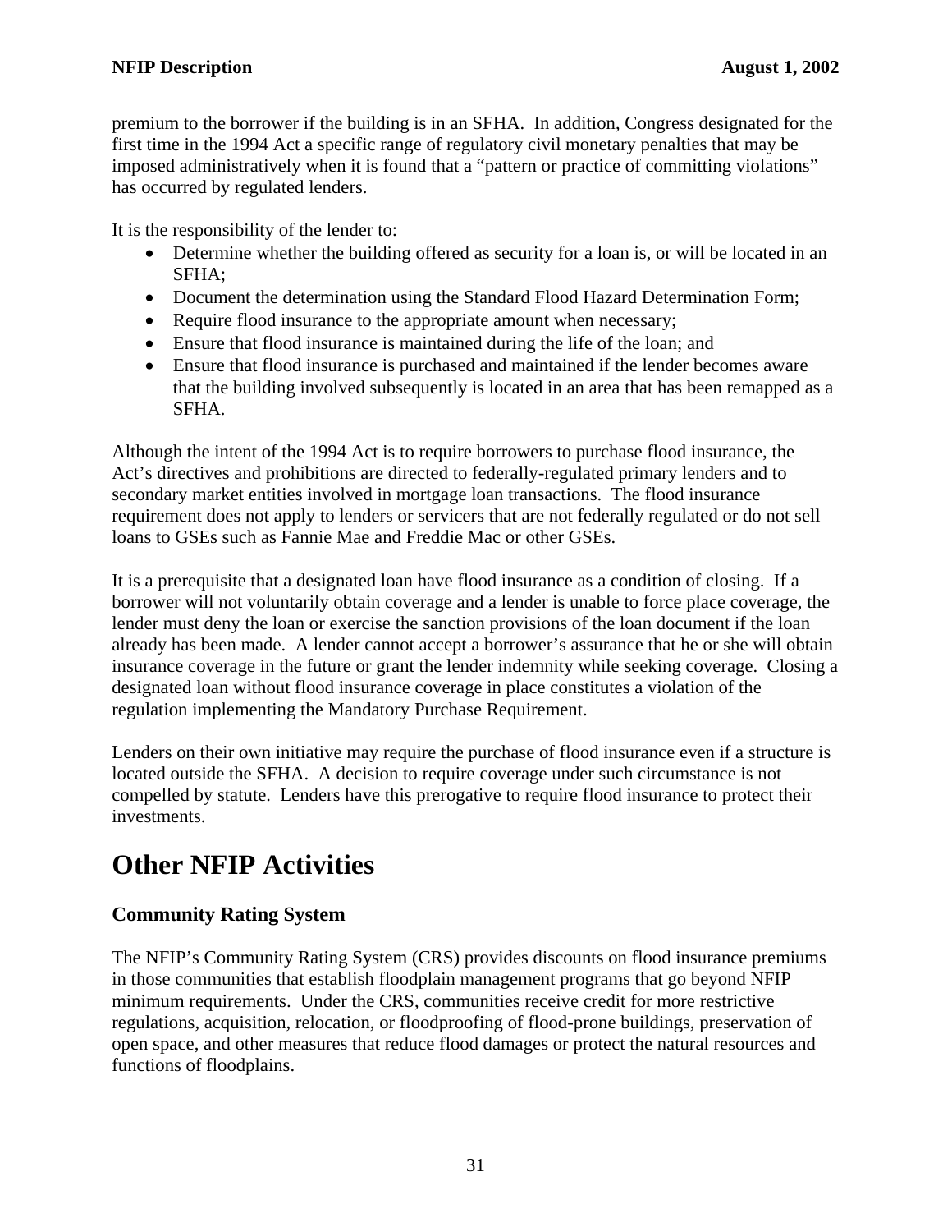premium to the borrower if the building is in an SFHA. In addition, Congress designated for the first time in the 1994 Act a specific range of regulatory civil monetary penalties that may be imposed administratively when it is found that a "pattern or practice of committing violations" has occurred by regulated lenders.

It is the responsibility of the lender to:

- Determine whether the building offered as security for a loan is, or will be located in an SFHA;
- Document the determination using the Standard Flood Hazard Determination Form;
- Require flood insurance to the appropriate amount when necessary;
- Ensure that flood insurance is maintained during the life of the loan; and
- Ensure that flood insurance is purchased and maintained if the lender becomes aware that the building involved subsequently is located in an area that has been remapped as a SFHA.

Although the intent of the 1994 Act is to require borrowers to purchase flood insurance, the Act's directives and prohibitions are directed to federally-regulated primary lenders and to secondary market entities involved in mortgage loan transactions. The flood insurance requirement does not apply to lenders or servicers that are not federally regulated or do not sell loans to GSEs such as Fannie Mae and Freddie Mac or other GSEs.

It is a prerequisite that a designated loan have flood insurance as a condition of closing. If a borrower will not voluntarily obtain coverage and a lender is unable to force place coverage, the lender must deny the loan or exercise the sanction provisions of the loan document if the loan already has been made. A lender cannot accept a borrower's assurance that he or she will obtain insurance coverage in the future or grant the lender indemnity while seeking coverage. Closing a designated loan without flood insurance coverage in place constitutes a violation of the regulation implementing the Mandatory Purchase Requirement.

Lenders on their own initiative may require the purchase of flood insurance even if a structure is located outside the SFHA. A decision to require coverage under such circumstance is not compelled by statute. Lenders have this prerogative to require flood insurance to protect their investments.

# Other NFIP Activities

## Community Rating System

The NFIP's Community Rating System (CRS) provides discounts on flood insurance premiums in those communities that establish floodplain management programs that go beyond NFIP minimum requirements. Under the CRS, communities receive credit for more restrictive regulations, acquisition, relocation, or floodproofing of flood-prone buildings, preservation of open space, and other measures that reduce flood damages or protect the natural resources and functions of floodplains.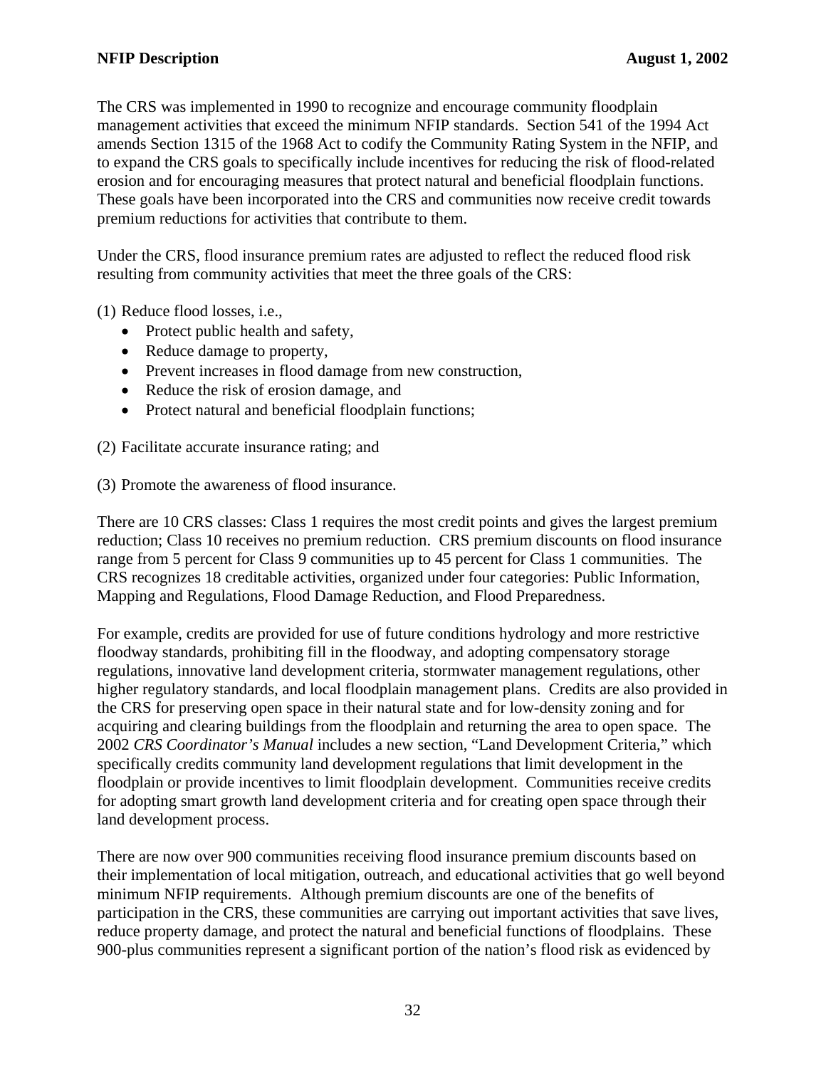The CRS was implemented in 1990 to recognize and encourage community floodplain management activities that exceed the minimum NFIP standards. Section 541 of the 1994 Act amends Section 1315 of the 1968 Act to codify the Community Rating System in the NFIP, and to expand the CRS goals to specifically include incentives for reducing the risk of flood-related erosion and for encouraging measures that protect natural and beneficial floodplain functions. These goals have been incorporated into the CRS and communities now receive credit towards premium reductions for activities that contribute to them.

Under the CRS, flood insurance premium rates are adjusted to reflect the reduced flood risk resulting from community activities that meet the three goals of the CRS:

(1) Reduce flood losses, i.e.,
- Protect public health and safety,
- Reduce damage to property,
- Prevent increases in flood damage from new construction,
- Reduce the risk of erosion damage, and
- Protect natural and beneficial floodplain functions;

(2) Facilitate accurate insurance rating; and

(3) Promote the awareness of flood insurance.

There are 10 CRS classes: Class 1 requires the most credit points and gives the largest premium reduction; Class 10 receives no premium reduction. CRS premium discounts on flood insurance range from 5 percent for Class 9 communities up to 45 percent for Class 1 communities. The CRS recognizes 18 creditable activities, organized under four categories: Public Information, Mapping and Regulations, Flood Damage Reduction, and Flood Preparedness.

For example, credits are provided for use of future conditions hydrology and more restrictive floodway standards, prohibiting fill in the floodway, and adopting compensatory storage regulations, innovative land development criteria, stormwater management regulations, other higher regulatory standards, and local floodplain management plans. Credits are also provided in the CRS for preserving open space in their natural state and for low-density zoning and for acquiring and clearing buildings from the floodplain and returning the area to open space. The 2002 *CRS Coordinator's Manual* includes a new section, "Land Development Criteria," which specifically credits community land development regulations that limit development in the floodplain or provide incentives to limit floodplain development. Communities receive credits for adopting smart growth land development criteria and for creating open space through their land development process.

There are now over 900 communities receiving flood insurance premium discounts based on their implementation of local mitigation, outreach, and educational activities that go well beyond minimum NFIP requirements. Although premium discounts are one of the benefits of participation in the CRS, these communities are carrying out important activities that save lives, reduce property damage, and protect the natural and beneficial functions of floodplains. These 900-plus communities represent a significant portion of the nation's flood risk as evidenced by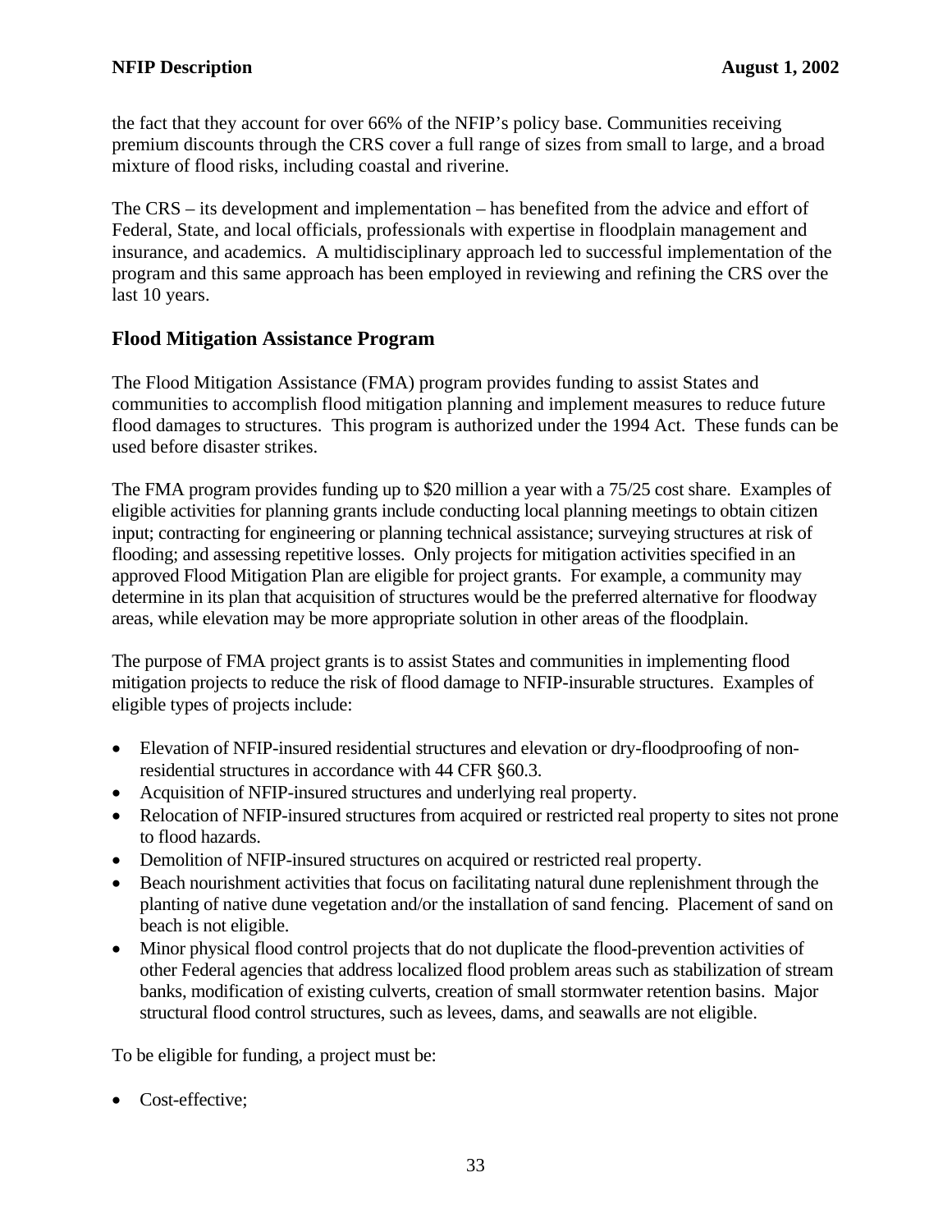the fact that they account for over 66% of the NFIP's policy base. Communities receiving premium discounts through the CRS cover a full range of sizes from small to large, and a broad mixture of flood risks, including coastal and riverine.

The CRS – its development and implementation – has benefited from the advice and effort of Federal, State, and local officials, professionals with expertise in floodplain management and insurance, and academics. A multidisciplinary approach led to successful implementation of the program and this same approach has been employed in reviewing and refining the CRS over the last 10 years.

## Flood Mitigation Assistance Program

The Flood Mitigation Assistance (FMA) program provides funding to assist States and communities to accomplish flood mitigation planning and implement measures to reduce future flood damages to structures. This program is authorized under the 1994 Act. These funds can be used before disaster strikes.

The FMA program provides funding up to $20 million a year with a 75/25 cost share. Examples of eligible activities for planning grants include conducting local planning meetings to obtain citizen input; contracting for engineering or planning technical assistance; surveying structures at risk of flooding; and assessing repetitive losses. Only projects for mitigation activities specified in an approved Flood Mitigation Plan are eligible for project grants. For example, a community may determine in its plan that acquisition of structures would be the preferred alternative for floodway areas, while elevation may be more appropriate solution in other areas of the floodplain.

The purpose of FMA project grants is to assist States and communities in implementing flood mitigation projects to reduce the risk of flood damage to NFIP-insurable structures. Examples of eligible types of projects include:

- Elevation of NFIP-insured residential structures and elevation or dry-floodproofing of non-residential structures in accordance with 44 CFR §60.3.
- Acquisition of NFIP-insured structures and underlying real property.
- Relocation of NFIP-insured structures from acquired or restricted real property to sites not prone to flood hazards.
- Demolition of NFIP-insured structures on acquired or restricted real property.
- Beach nourishment activities that focus on facilitating natural dune replenishment through the planting of native dune vegetation and/or the installation of sand fencing. Placement of sand on beach is not eligible.
- Minor physical flood control projects that do not duplicate the flood-prevention activities of other Federal agencies that address localized flood problem areas such as stabilization of stream banks, modification of existing culverts, creation of small stormwater retention basins. Major structural flood control structures, such as levees, dams, and seawalls are not eligible.

To be eligible for funding, a project must be:

- Cost-effective;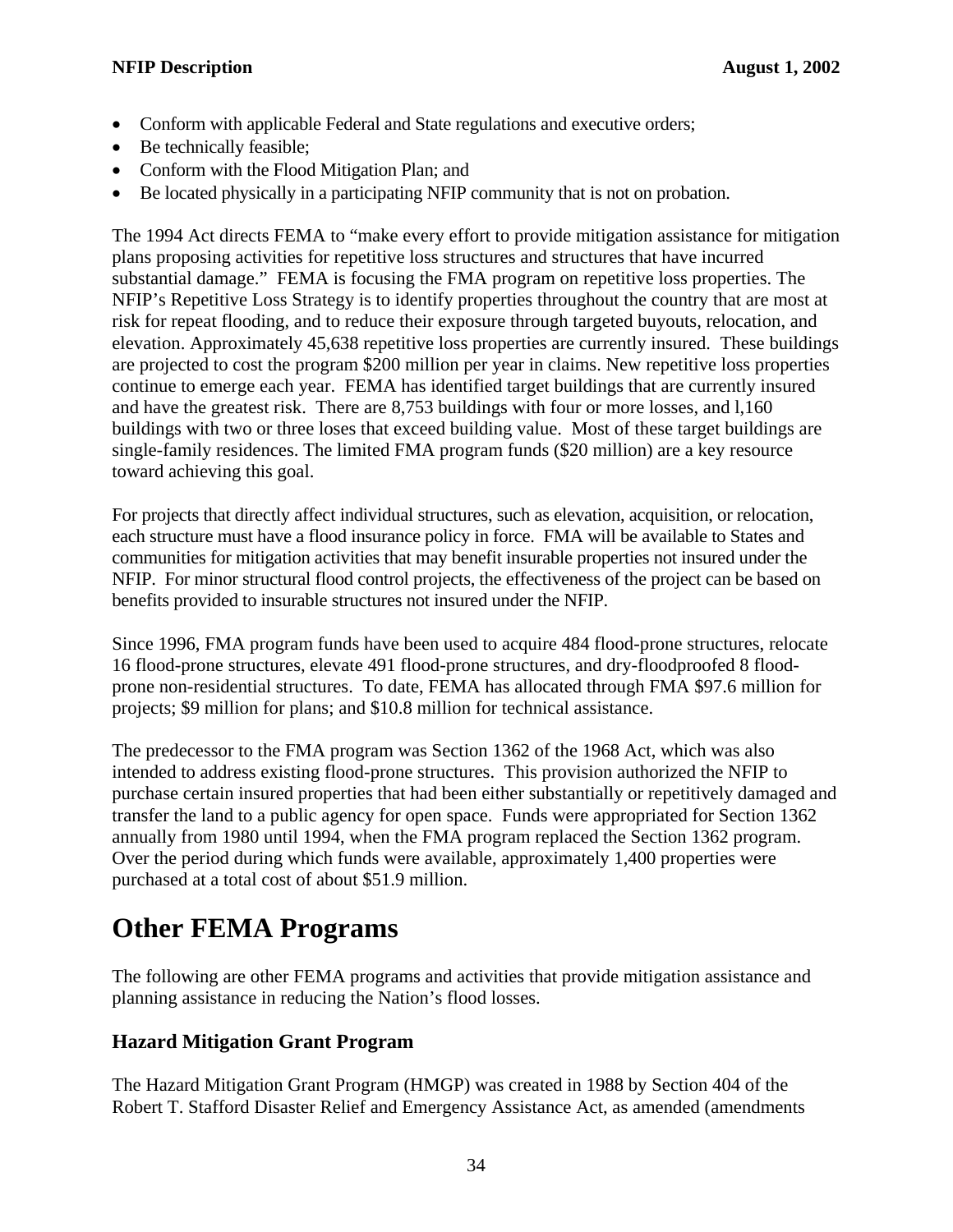- Conform with applicable Federal and State regulations and executive orders;
- Be technically feasible;
- Conform with the Flood Mitigation Plan; and
- Be located physically in a participating NFIP community that is not on probation.

The 1994 Act directs FEMA to "make every effort to provide mitigation assistance for mitigation plans proposing activities for repetitive loss structures and structures that have incurred substantial damage." FEMA is focusing the FMA program on repetitive loss properties. The NFIP's Repetitive Loss Strategy is to identify properties throughout the country that are most at risk for repeat flooding, and to reduce their exposure through targeted buyouts, relocation, and elevation. Approximately 45,638 repetitive loss properties are currently insured. These buildings are projected to cost the program $200 million per year in claims. New repetitive loss properties continue to emerge each year. FEMA has identified target buildings that are currently insured and have the greatest risk. There are 8,753 buildings with four or more losses, and l,160 buildings with two or three loses that exceed building value. Most of these target buildings are single-family residences. The limited FMA program funds ($20 million) are a key resource toward achieving this goal.

For projects that directly affect individual structures, such as elevation, acquisition, or relocation, each structure must have a flood insurance policy in force. FMA will be available to States and communities for mitigation activities that may benefit insurable properties not insured under the NFIP. For minor structural flood control projects, the effectiveness of the project can be based on benefits provided to insurable structures not insured under the NFIP.

Since 1996, FMA program funds have been used to acquire 484 flood-prone structures, relocate 16 flood-prone structures, elevate 491 flood-prone structures, and dry-floodproofed 8 flood-prone non-residential structures. To date, FEMA has allocated through FMA $97.6 million for projects; $9 million for plans; and $10.8 million for technical assistance.

The predecessor to the FMA program was Section 1362 of the 1968 Act, which was also intended to address existing flood-prone structures. This provision authorized the NFIP to purchase certain insured properties that had been either substantially or repetitively damaged and transfer the land to a public agency for open space. Funds were appropriated for Section 1362 annually from 1980 until 1994, when the FMA program replaced the Section 1362 program. Over the period during which funds were available, approximately 1,400 properties were purchased at a total cost of about $51.9 million.

# Other FEMA Programs

The following are other FEMA programs and activities that provide mitigation assistance and planning assistance in reducing the Nation's flood losses.

## Hazard Mitigation Grant Program

The Hazard Mitigation Grant Program (HMGP) was created in 1988 by Section 404 of the Robert T. Stafford Disaster Relief and Emergency Assistance Act, as amended (amendments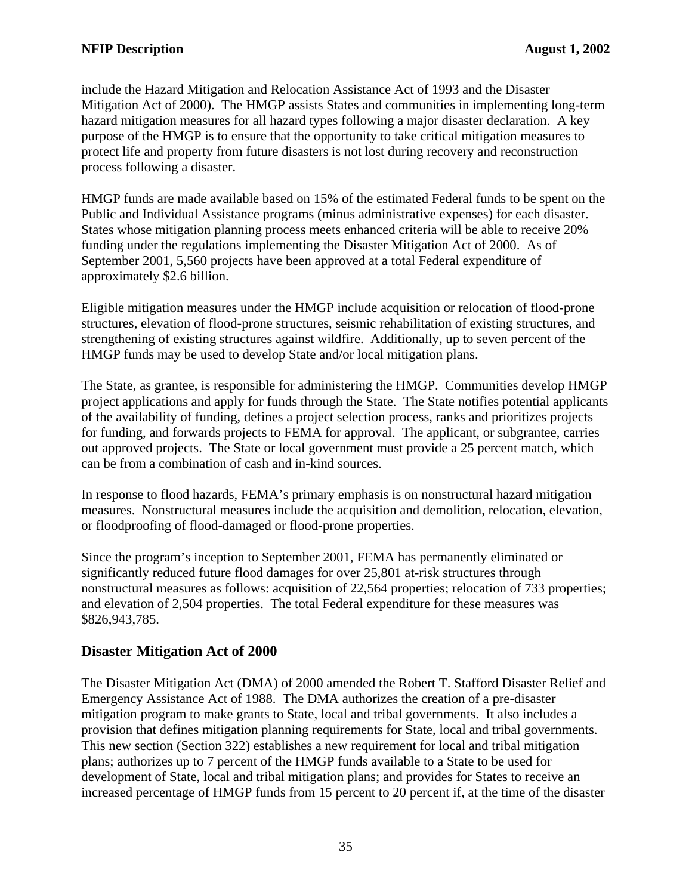include the Hazard Mitigation and Relocation Assistance Act of 1993 and the Disaster Mitigation Act of 2000). The HMGP assists States and communities in implementing long-term hazard mitigation measures for all hazard types following a major disaster declaration. A key purpose of the HMGP is to ensure that the opportunity to take critical mitigation measures to protect life and property from future disasters is not lost during recovery and reconstruction process following a disaster.

HMGP funds are made available based on 15% of the estimated Federal funds to be spent on the Public and Individual Assistance programs (minus administrative expenses) for each disaster. States whose mitigation planning process meets enhanced criteria will be able to receive 20% funding under the regulations implementing the Disaster Mitigation Act of 2000. As of September 2001, 5,560 projects have been approved at a total Federal expenditure of approximately $2.6 billion.

Eligible mitigation measures under the HMGP include acquisition or relocation of flood-prone structures, elevation of flood-prone structures, seismic rehabilitation of existing structures, and strengthening of existing structures against wildfire. Additionally, up to seven percent of the HMGP funds may be used to develop State and/or local mitigation plans.

The State, as grantee, is responsible for administering the HMGP. Communities develop HMGP project applications and apply for funds through the State. The State notifies potential applicants of the availability of funding, defines a project selection process, ranks and prioritizes projects for funding, and forwards projects to FEMA for approval. The applicant, or subgrantee, carries out approved projects. The State or local government must provide a 25 percent match, which can be from a combination of cash and in-kind sources.

In response to flood hazards, FEMA's primary emphasis is on nonstructural hazard mitigation measures. Nonstructural measures include the acquisition and demolition, relocation, elevation, or floodproofing of flood-damaged or flood-prone properties.

Since the program's inception to September 2001, FEMA has permanently eliminated or significantly reduced future flood damages for over 25,801 at-risk structures through nonstructural measures as follows: acquisition of 22,564 properties; relocation of 733 properties; and elevation of 2,504 properties. The total Federal expenditure for these measures was $826,943,785.

## Disaster Mitigation Act of 2000

The Disaster Mitigation Act (DMA) of 2000 amended the Robert T. Stafford Disaster Relief and Emergency Assistance Act of 1988. The DMA authorizes the creation of a pre-disaster mitigation program to make grants to State, local and tribal governments. It also includes a provision that defines mitigation planning requirements for State, local and tribal governments. This new section (Section 322) establishes a new requirement for local and tribal mitigation plans; authorizes up to 7 percent of the HMGP funds available to a State to be used for development of State, local and tribal mitigation plans; and provides for States to receive an increased percentage of HMGP funds from 15 percent to 20 percent if, at the time of the disaster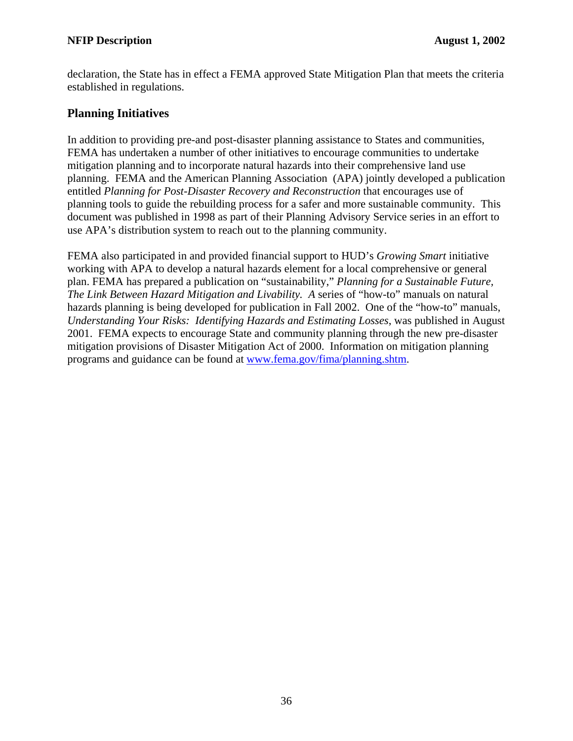declaration, the State has in effect a FEMA approved State Mitigation Plan that meets the criteria established in regulations.

## Planning Initiatives

In addition to providing pre-and post-disaster planning assistance to States and communities, FEMA has undertaken a number of other initiatives to encourage communities to undertake mitigation planning and to incorporate natural hazards into their comprehensive land use planning. FEMA and the American Planning Association (APA) jointly developed a publication entitled *Planning for Post-Disaster Recovery and Reconstruction* that encourages use of planning tools to guide the rebuilding process for a safer and more sustainable community. This document was published in 1998 as part of their Planning Advisory Service series in an effort to use APA's distribution system to reach out to the planning community.

FEMA also participated in and provided financial support to HUD's *Growing Smart* initiative working with APA to develop a natural hazards element for a local comprehensive or general plan. FEMA has prepared a publication on "sustainability," *Planning for a Sustainable Future, The Link Between Hazard Mitigation and Livability. A* series of "how-to" manuals on natural hazards planning is being developed for publication in Fall 2002. One of the "how-to" manuals, *Understanding Your Risks: Identifying Hazards and Estimating Losses*, was published in August 2001. FEMA expects to encourage State and community planning through the new pre-disaster mitigation provisions of Disaster Mitigation Act of 2000. Information on mitigation planning programs and guidance can be found at www.fema.gov/fima/planning.shtm.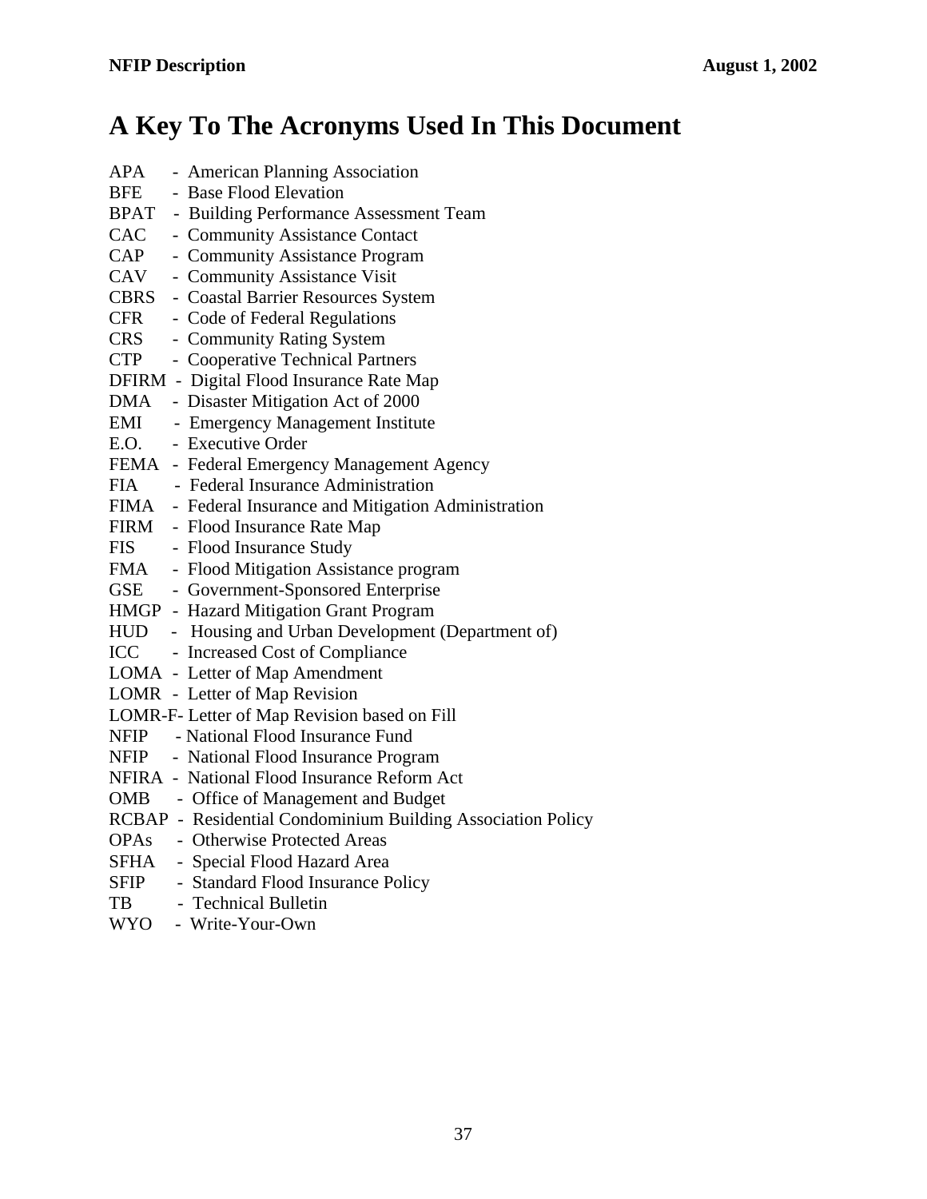# A Key To The Acronyms Used In This Document

APA - American Planning Association
BFE - Base Flood Elevation
BPAT - Building Performance Assessment Team
CAC - Community Assistance Contact
CAP - Community Assistance Program
CAV - Community Assistance Visit
CBRS - Coastal Barrier Resources System
CFR - Code of Federal Regulations
CRS - Community Rating System
CTP - Cooperative Technical Partners
DFIRM - Digital Flood Insurance Rate Map
DMA - Disaster Mitigation Act of 2000
EMI - Emergency Management Institute
E.O. - Executive Order
FEMA - Federal Emergency Management Agency
FIA - Federal Insurance Administration
FIMA - Federal Insurance and Mitigation Administration
FIRM - Flood Insurance Rate Map
FIS - Flood Insurance Study
FMA - Flood Mitigation Assistance program
GSE - Government-Sponsored Enterprise
HMGP - Hazard Mitigation Grant Program
HUD - Housing and Urban Development (Department of)
ICC - Increased Cost of Compliance
LOMA - Letter of Map Amendment
LOMR - Letter of Map Revision
LOMR-F- Letter of Map Revision based on Fill
NFIP - National Flood Insurance Fund
NFIP - National Flood Insurance Program
NFIRA - National Flood Insurance Reform Act
OMB - Office of Management and Budget
RCBAP - Residential Condominium Building Association Policy
OPAs - Otherwise Protected Areas
SFHA - Special Flood Hazard Area
SFIP - Standard Flood Insurance Policy
TB - Technical Bulletin
WYO - Write-Your-Own